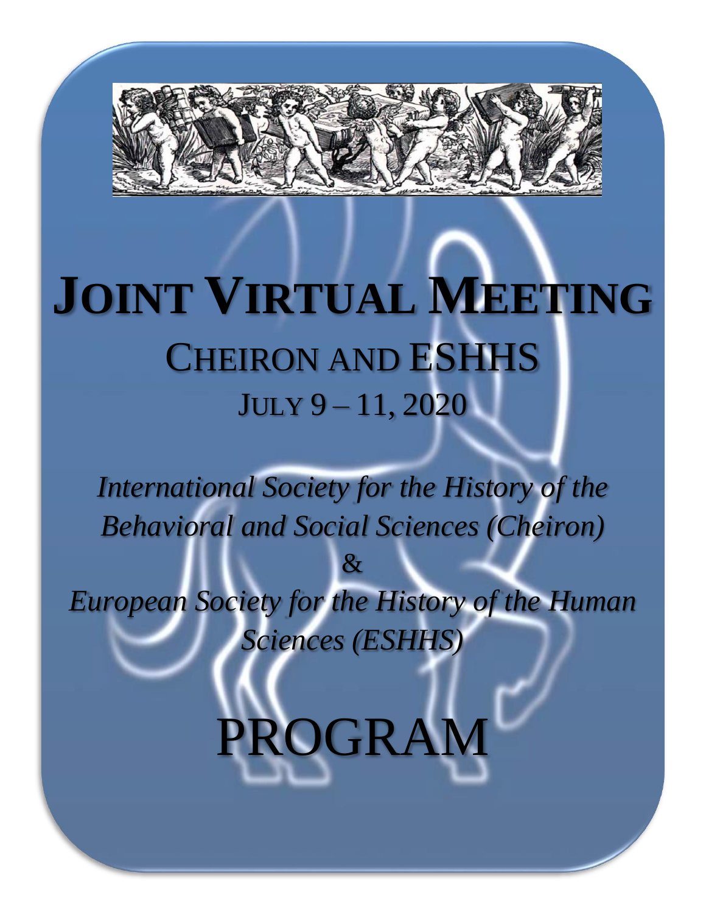# JOINT VIRTUAL MEETING

## CHEIRON AND ESHHS

JULY 9 – 11, 2020

*International Society for the History of the Behavioral and Social Sciences (Cheiron)*

&

*European Society for the History of the Human Sciences (ESHHS)*

# PROGRAM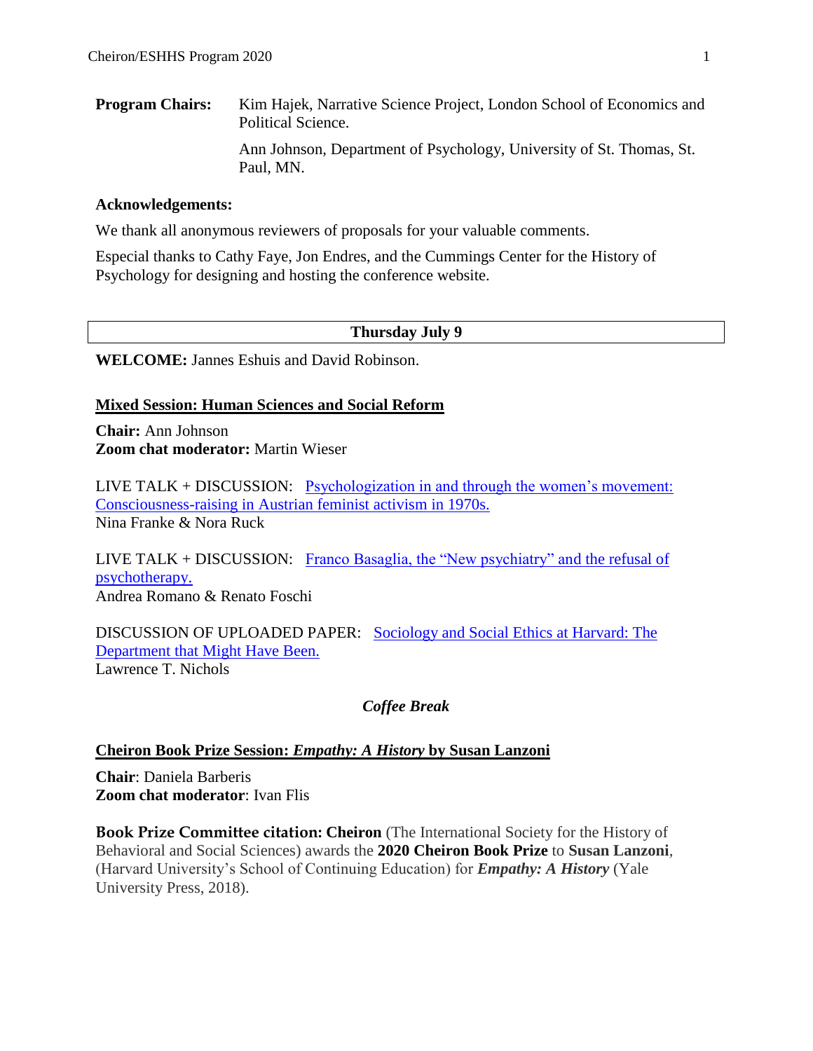**Program Chairs:** Kim Hajek, Narrative Science Project, London School of Economics and Political Science.

Ann Johnson, Department of Psychology, University of St. Thomas, St. Paul, MN.

**Acknowledgements:**

We thank all anonymous reviewers of proposals for your valuable comments.

Especial thanks to Cathy Faye, Jon Endres, and the Cummings Center for the History of Psychology for designing and hosting the conference website.

## Thursday July 9

**WELCOME:** Jannes Eshuis and David Robinson.

### Mixed Session: Human Sciences and Social Reform

**Chair:** Ann Johnson
**Zoom chat moderator:** Martin Wieser

LIVE TALK + DISCUSSION: Psychologization in and through the women's movement: Consciousness-raising in Austrian feminist activism in 1970s.
Nina Franke & Nora Ruck

LIVE TALK + DISCUSSION: Franco Basaglia, the "New psychiatry" and the refusal of psychotherapy.
Andrea Romano & Renato Foschi

DISCUSSION OF UPLOADED PAPER: Sociology and Social Ethics at Harvard: The Department that Might Have Been.
Lawrence T. Nichols

***Coffee Break***

### Cheiron Book Prize Session: *Empathy: A History* by Susan Lanzoni

**Chair**: Daniela Barberis
**Zoom chat moderator**: Ivan Flis

**Book Prize Committee citation: Cheiron** (The International Society for the History of Behavioral and Social Sciences) awards the **2020 Cheiron Book Prize** to **Susan Lanzoni**, (Harvard University's School of Continuing Education) for ***Empathy: A History*** (Yale University Press, 2018).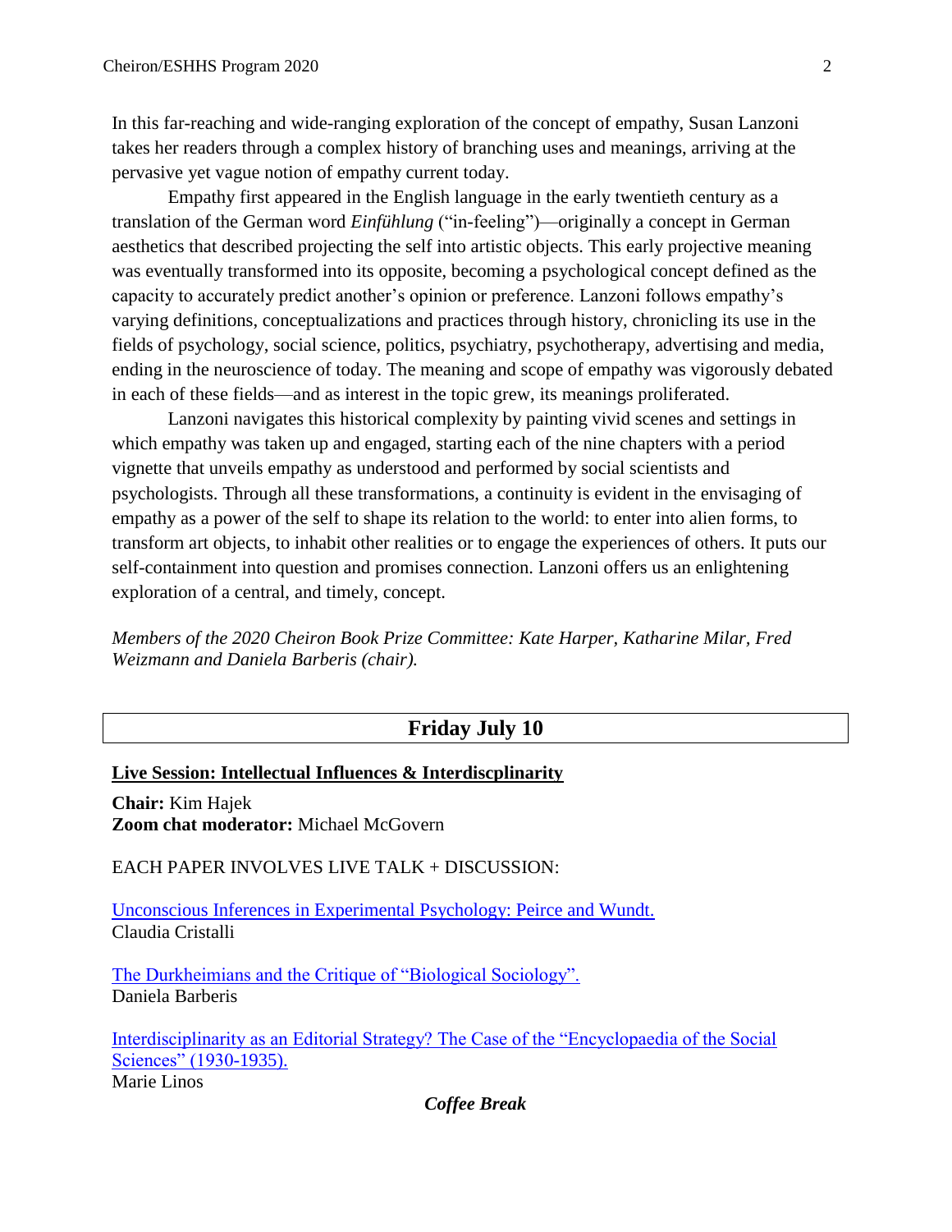In this far-reaching and wide-ranging exploration of the concept of empathy, Susan Lanzoni takes her readers through a complex history of branching uses and meanings, arriving at the pervasive yet vague notion of empathy current today.

Empathy first appeared in the English language in the early twentieth century as a translation of the German word *Einfühlung* ("in-feeling")—originally a concept in German aesthetics that described projecting the self into artistic objects. This early projective meaning was eventually transformed into its opposite, becoming a psychological concept defined as the capacity to accurately predict another's opinion or preference. Lanzoni follows empathy's varying definitions, conceptualizations and practices through history, chronicling its use in the fields of psychology, social science, politics, psychiatry, psychotherapy, advertising and media, ending in the neuroscience of today. The meaning and scope of empathy was vigorously debated in each of these fields—and as interest in the topic grew, its meanings proliferated.

Lanzoni navigates this historical complexity by painting vivid scenes and settings in which empathy was taken up and engaged, starting each of the nine chapters with a period vignette that unveils empathy as understood and performed by social scientists and psychologists. Through all these transformations, a continuity is evident in the envisaging of empathy as a power of the self to shape its relation to the world: to enter into alien forms, to transform art objects, to inhabit other realities or to engage the experiences of others. It puts our self-containment into question and promises connection. Lanzoni offers us an enlightening exploration of a central, and timely, concept.

*Members of the 2020 Cheiron Book Prize Committee: Kate Harper, Katharine Milar, Fred Weizmann and Daniela Barberis (chair).*

## Friday July 10

**Live Session: Intellectual Influences & Interdiscplinarity**

**Chair:** Kim Hajek
**Zoom chat moderator:** Michael McGovern

EACH PAPER INVOLVES LIVE TALK + DISCUSSION:

Unconscious Inferences in Experimental Psychology: Peirce and Wundt.
Claudia Cristalli

The Durkheimians and the Critique of "Biological Sociology".
Daniela Barberis

Interdisciplinarity as an Editorial Strategy? The Case of the "Encyclopaedia of the Social Sciences" (1930-1935).
Marie Linos

***Coffee Break***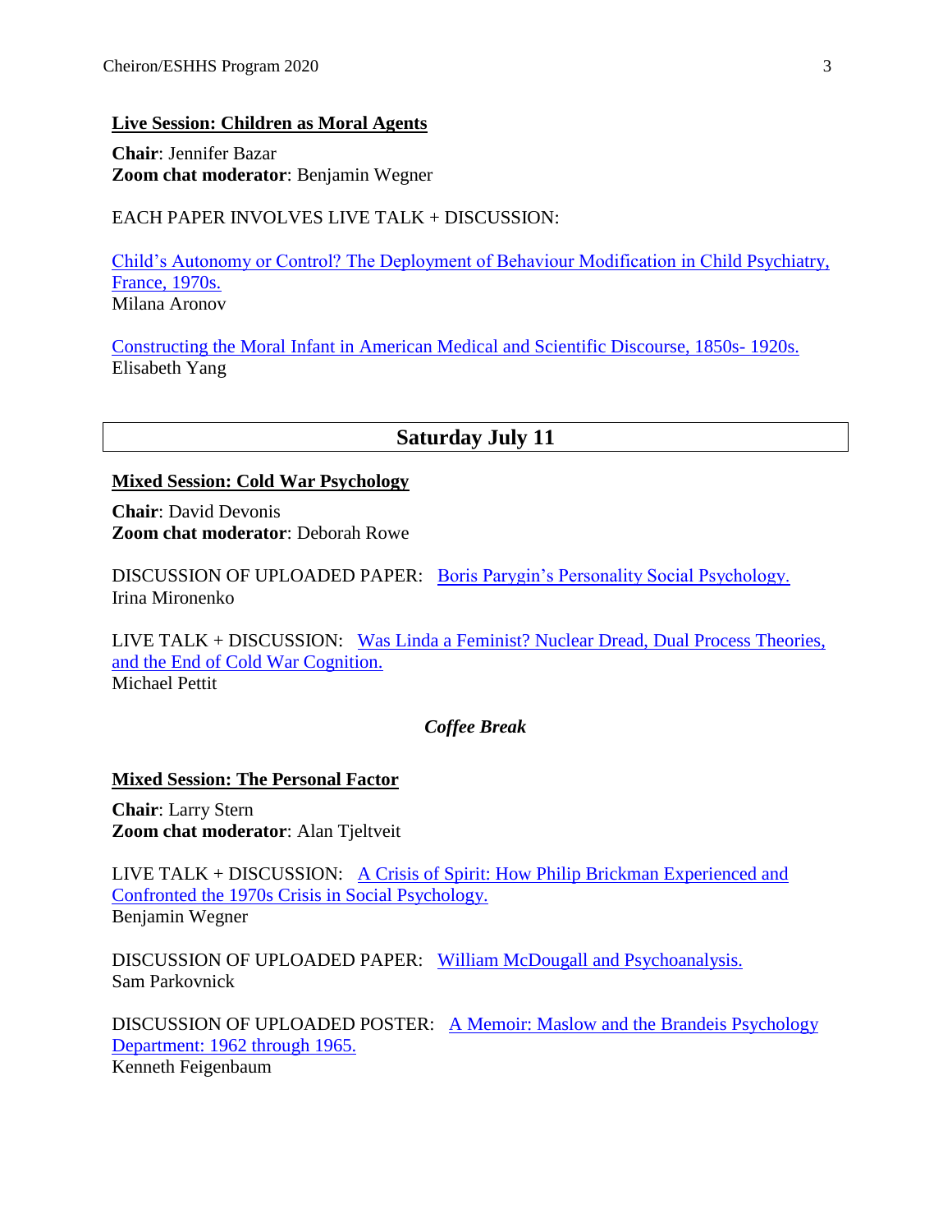### Live Session: Children as Moral Agents

**Chair**: Jennifer Bazar
**Zoom chat moderator**: Benjamin Wegner

EACH PAPER INVOLVES LIVE TALK + DISCUSSION:

Child's Autonomy or Control? The Deployment of Behaviour Modification in Child Psychiatry, France, 1970s.
Milana Aronov

Constructing the Moral Infant in American Medical and Scientific Discourse, 1850s- 1920s.
Elisabeth Yang

## Saturday July 11

### Mixed Session: Cold War Psychology

**Chair**: David Devonis
**Zoom chat moderator**: Deborah Rowe

DISCUSSION OF UPLOADED PAPER: Boris Parygin's Personality Social Psychology.
Irina Mironenko

LIVE TALK + DISCUSSION: Was Linda a Feminist? Nuclear Dread, Dual Process Theories, and the End of Cold War Cognition.
Michael Pettit

*Coffee Break*

### Mixed Session: The Personal Factor

**Chair**: Larry Stern
**Zoom chat moderator**: Alan Tjeltveit

LIVE TALK + DISCUSSION: A Crisis of Spirit: How Philip Brickman Experienced and Confronted the 1970s Crisis in Social Psychology.
Benjamin Wegner

DISCUSSION OF UPLOADED PAPER: William McDougall and Psychoanalysis.
Sam Parkovnick

DISCUSSION OF UPLOADED POSTER: A Memoir: Maslow and the Brandeis Psychology Department: 1962 through 1965.
Kenneth Feigenbaum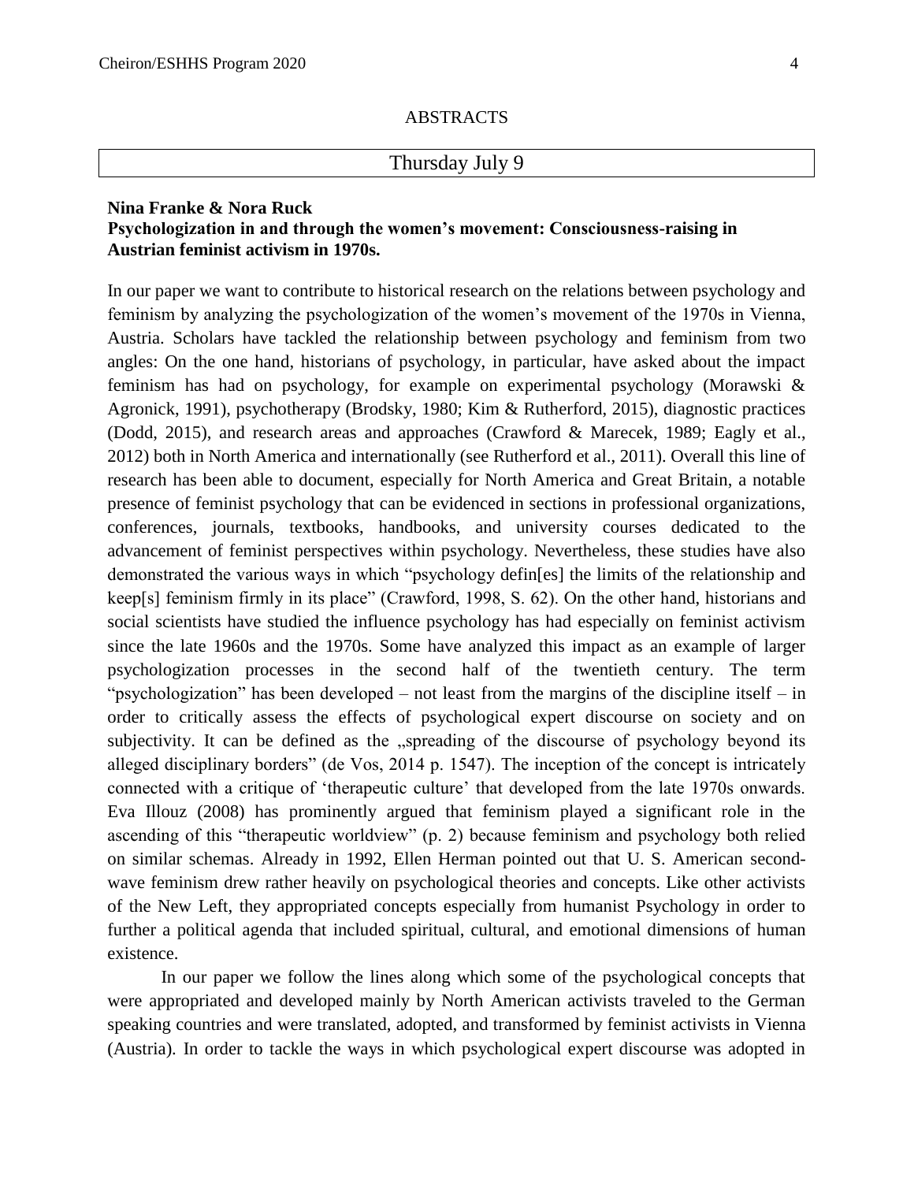## ABSTRACTS

### Thursday July 9

**Nina Franke & Nora Ruck**
**Psychologization in and through the women's movement: Consciousness-raising in Austrian feminist activism in 1970s.**

In our paper we want to contribute to historical research on the relations between psychology and feminism by analyzing the psychologization of the women's movement of the 1970s in Vienna, Austria. Scholars have tackled the relationship between psychology and feminism from two angles: On the one hand, historians of psychology, in particular, have asked about the impact feminism has had on psychology, for example on experimental psychology (Morawski & Agronick, 1991), psychotherapy (Brodsky, 1980; Kim & Rutherford, 2015), diagnostic practices (Dodd, 2015), and research areas and approaches (Crawford & Marecek, 1989; Eagly et al., 2012) both in North America and internationally (see Rutherford et al., 2011). Overall this line of research has been able to document, especially for North America and Great Britain, a notable presence of feminist psychology that can be evidenced in sections in professional organizations, conferences, journals, textbooks, handbooks, and university courses dedicated to the advancement of feminist perspectives within psychology. Nevertheless, these studies have also demonstrated the various ways in which "psychology defin[es] the limits of the relationship and keep[s] feminism firmly in its place" (Crawford, 1998, S. 62). On the other hand, historians and social scientists have studied the influence psychology has had especially on feminist activism since the late 1960s and the 1970s. Some have analyzed this impact as an example of larger psychologization processes in the second half of the twentieth century. The term "psychologization" has been developed – not least from the margins of the discipline itself – in order to critically assess the effects of psychological expert discourse on society and on subjectivity. It can be defined as the „spreading of the discourse of psychology beyond its alleged disciplinary borders" (de Vos, 2014 p. 1547). The inception of the concept is intricately connected with a critique of 'therapeutic culture' that developed from the late 1970s onwards. Eva Illouz (2008) has prominently argued that feminism played a significant role in the ascending of this "therapeutic worldview" (p. 2) because feminism and psychology both relied on similar schemas. Already in 1992, Ellen Herman pointed out that U. S. American second-wave feminism drew rather heavily on psychological theories and concepts. Like other activists of the New Left, they appropriated concepts especially from humanist Psychology in order to further a political agenda that included spiritual, cultural, and emotional dimensions of human existence.

In our paper we follow the lines along which some of the psychological concepts that were appropriated and developed mainly by North American activists traveled to the German speaking countries and were translated, adopted, and transformed by feminist activists in Vienna (Austria). In order to tackle the ways in which psychological expert discourse was adopted in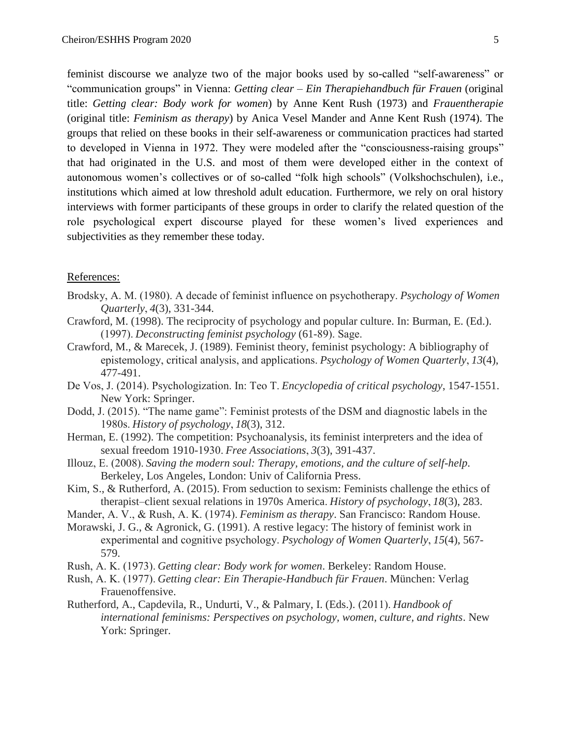feminist discourse we analyze two of the major books used by so-called "self-awareness" or "communication groups" in Vienna: *Getting clear – Ein Therapiehandbuch für Frauen* (original title: *Getting clear: Body work for women*) by Anne Kent Rush (1973) and *Frauentherapie* (original title: *Feminism as therapy*) by Anica Vesel Mander and Anne Kent Rush (1974). The groups that relied on these books in their self-awareness or communication practices had started to developed in Vienna in 1972. They were modeled after the "consciousness-raising groups" that had originated in the U.S. and most of them were developed either in the context of autonomous women's collectives or of so-called "folk high schools" (Volkshochschulen), i.e., institutions which aimed at low threshold adult education. Furthermore, we rely on oral history interviews with former participants of these groups in order to clarify the related question of the role psychological expert discourse played for these women's lived experiences and subjectivities as they remember these today.

References:

Brodsky, A. M. (1980). A decade of feminist influence on psychotherapy. *Psychology of Women Quarterly*, *4*(3), 331-344.

Crawford, M. (1998). The reciprocity of psychology and popular culture. In: Burman, E. (Ed.). (1997). *Deconstructing feminist psychology* (61-89). Sage.

Crawford, M., & Marecek, J. (1989). Feminist theory, feminist psychology: A bibliography of epistemology, critical analysis, and applications. *Psychology of Women Quarterly*, *13*(4), 477-491.

De Vos, J. (2014). Psychologization. In: Teo T. *Encyclopedia of critical psychology*, 1547-1551. New York: Springer.

Dodd, J. (2015). "The name game": Feminist protests of the DSM and diagnostic labels in the 1980s. *History of psychology*, *18*(3), 312.

Herman, E. (1992). The competition: Psychoanalysis, its feminist interpreters and the idea of sexual freedom 1910-1930. *Free Associations*, *3*(3), 391-437.

Illouz, E. (2008). *Saving the modern soul: Therapy, emotions, and the culture of self-help*. Berkeley, Los Angeles, London: Univ of California Press.

Kim, S., & Rutherford, A. (2015). From seduction to sexism: Feminists challenge the ethics of therapist–client sexual relations in 1970s America. *History of psychology*, *18*(3), 283.

Mander, A. V., & Rush, A. K. (1974). *Feminism as therapy*. San Francisco: Random House.

Morawski, J. G., & Agronick, G. (1991). A restive legacy: The history of feminist work in experimental and cognitive psychology. *Psychology of Women Quarterly*, *15*(4), 567-579.

Rush, A. K. (1973). *Getting clear: Body work for women*. Berkeley: Random House.

Rush, A. K. (1977). *Getting clear: Ein Therapie-Handbuch für Frauen*. München: Verlag Frauenoffensive.

Rutherford, A., Capdevila, R., Undurti, V., & Palmary, I. (Eds.). (2011). *Handbook of international feminisms: Perspectives on psychology, women, culture, and rights*. New York: Springer.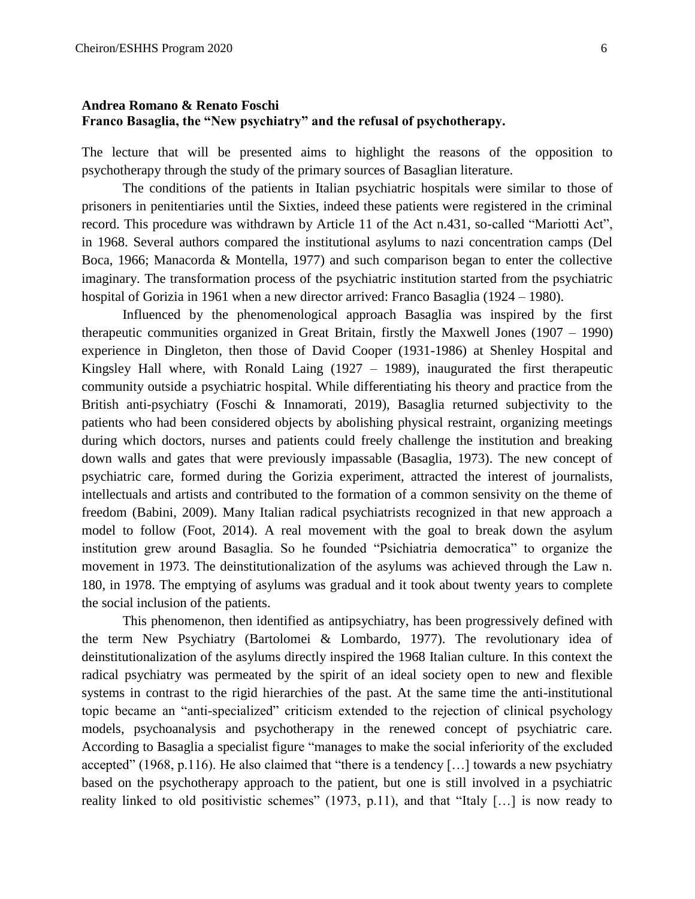**Andrea Romano & Renato Foschi**
**Franco Basaglia, the "New psychiatry" and the refusal of psychotherapy.**

The lecture that will be presented aims to highlight the reasons of the opposition to psychotherapy through the study of the primary sources of Basaglian literature.

The conditions of the patients in Italian psychiatric hospitals were similar to those of prisoners in penitentiaries until the Sixties, indeed these patients were registered in the criminal record. This procedure was withdrawn by Article 11 of the Act n.431, so-called "Mariotti Act", in 1968. Several authors compared the institutional asylums to nazi concentration camps (Del Boca, 1966; Manacorda & Montella, 1977) and such comparison began to enter the collective imaginary. The transformation process of the psychiatric institution started from the psychiatric hospital of Gorizia in 1961 when a new director arrived: Franco Basaglia (1924 – 1980).

Influenced by the phenomenological approach Basaglia was inspired by the first therapeutic communities organized in Great Britain, firstly the Maxwell Jones (1907 – 1990) experience in Dingleton, then those of David Cooper (1931-1986) at Shenley Hospital and Kingsley Hall where, with Ronald Laing (1927 – 1989), inaugurated the first therapeutic community outside a psychiatric hospital. While differentiating his theory and practice from the British anti-psychiatry (Foschi & Innamorati, 2019), Basaglia returned subjectivity to the patients who had been considered objects by abolishing physical restraint, organizing meetings during which doctors, nurses and patients could freely challenge the institution and breaking down walls and gates that were previously impassable (Basaglia, 1973). The new concept of psychiatric care, formed during the Gorizia experiment, attracted the interest of journalists, intellectuals and artists and contributed to the formation of a common sensivity on the theme of freedom (Babini, 2009). Many Italian radical psychiatrists recognized in that new approach a model to follow (Foot, 2014). A real movement with the goal to break down the asylum institution grew around Basaglia. So he founded "Psichiatria democratica" to organize the movement in 1973. The deinstitutionalization of the asylums was achieved through the Law n. 180, in 1978. The emptying of asylums was gradual and it took about twenty years to complete the social inclusion of the patients.

This phenomenon, then identified as antipsychiatry, has been progressively defined with the term New Psychiatry (Bartolomei & Lombardo, 1977). The revolutionary idea of deinstitutionalization of the asylums directly inspired the 1968 Italian culture. In this context the radical psychiatry was permeated by the spirit of an ideal society open to new and flexible systems in contrast to the rigid hierarchies of the past. At the same time the anti-institutional topic became an "anti-specialized" criticism extended to the rejection of clinical psychology models, psychoanalysis and psychotherapy in the renewed concept of psychiatric care. According to Basaglia a specialist figure "manages to make the social inferiority of the excluded accepted" (1968, p.116). He also claimed that "there is a tendency […] towards a new psychiatry based on the psychotherapy approach to the patient, but one is still involved in a psychiatric reality linked to old positivistic schemes" (1973, p.11), and that "Italy […] is now ready to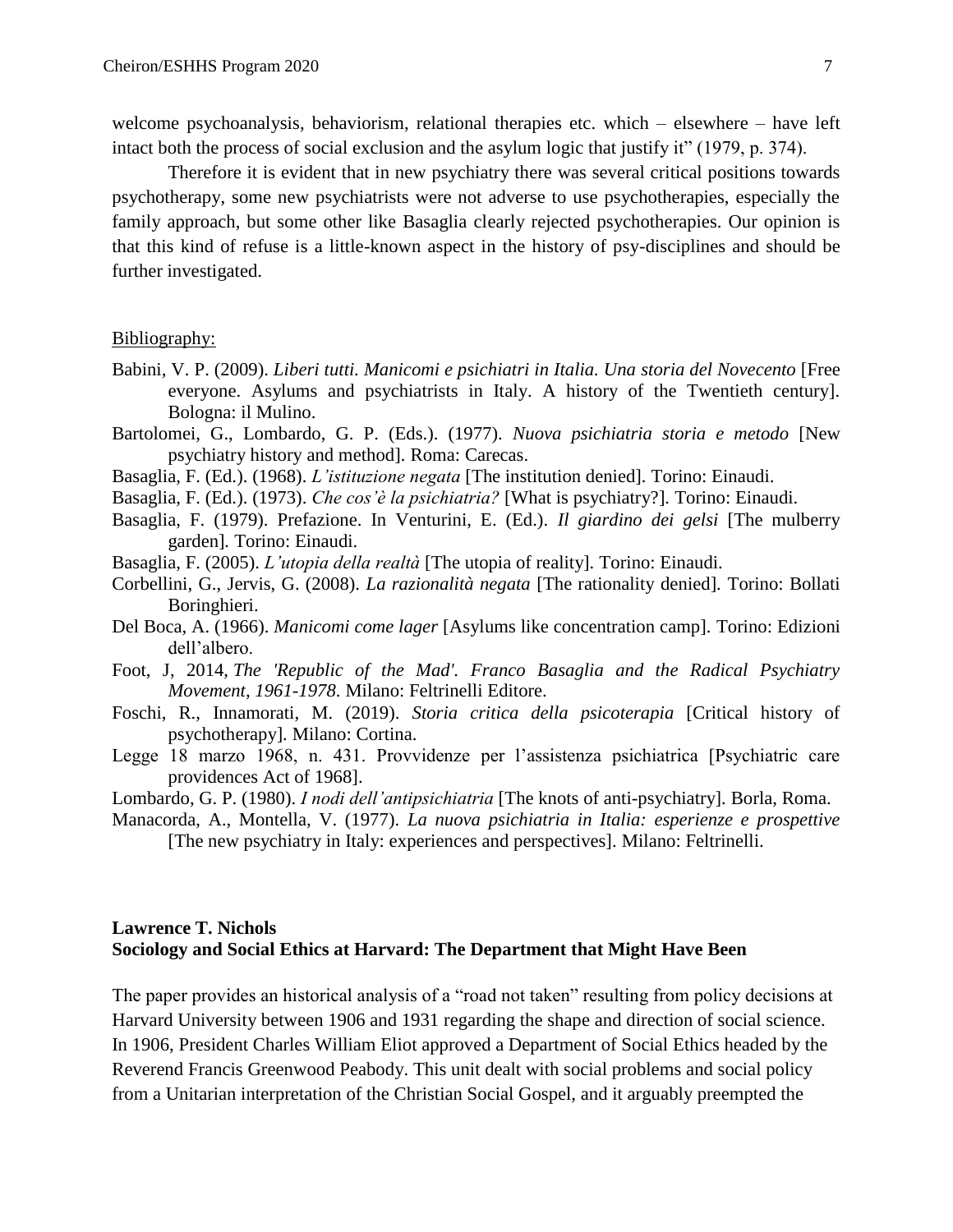welcome psychoanalysis, behaviorism, relational therapies etc. which – elsewhere – have left intact both the process of social exclusion and the asylum logic that justify it" (1979, p. 374).

Therefore it is evident that in new psychiatry there was several critical positions towards psychotherapy, some new psychiatrists were not adverse to use psychotherapies, especially the family approach, but some other like Basaglia clearly rejected psychotherapies. Our opinion is that this kind of refuse is a little-known aspect in the history of psy-disciplines and should be further investigated.

Bibliography:

Babini, V. P. (2009). *Liberi tutti. Manicomi e psichiatri in Italia. Una storia del Novecento* [Free everyone. Asylums and psychiatrists in Italy. A history of the Twentieth century]. Bologna: il Mulino.

Bartolomei, G., Lombardo, G. P. (Eds.). (1977). *Nuova psichiatria storia e metodo* [New psychiatry history and method]. Roma: Carecas.

Basaglia, F. (Ed.). (1968). *L'istituzione negata* [The institution denied]. Torino: Einaudi.

Basaglia, F. (Ed.). (1973). *Che cos'è la psichiatria?* [What is psychiatry?]. Torino: Einaudi.

Basaglia, F. (1979). Prefazione. In Venturini, E. (Ed.). *Il giardino dei gelsi* [The mulberry garden]. Torino: Einaudi.

Basaglia, F. (2005). *L'utopia della realtà* [The utopia of reality]. Torino: Einaudi.

Corbellini, G., Jervis, G. (2008). *La razionalità negata* [The rationality denied]. Torino: Bollati Boringhieri.

Del Boca, A. (1966). *Manicomi come lager* [Asylums like concentration camp]. Torino: Edizioni dell'albero.

Foot, J, 2014, *The 'Republic of the Mad'. Franco Basaglia and the Radical Psychiatry Movement, 1961-1978*. Milano: Feltrinelli Editore.

Foschi, R., Innamorati, M. (2019). *Storia critica della psicoterapia* [Critical history of psychotherapy]. Milano: Cortina.

Legge 18 marzo 1968, n. 431. Provvidenze per l'assistenza psichiatrica [Psychiatric care providences Act of 1968].

Lombardo, G. P. (1980). *I nodi dell'antipsichiatria* [The knots of anti-psychiatry]. Borla, Roma.

Manacorda, A., Montella, V. (1977). *La nuova psichiatria in Italia: esperienze e prospettive* [The new psychiatry in Italy: experiences and perspectives]. Milano: Feltrinelli.

**Lawrence T. Nichols**
**Sociology and Social Ethics at Harvard: The Department that Might Have Been**

The paper provides an historical analysis of a "road not taken" resulting from policy decisions at Harvard University between 1906 and 1931 regarding the shape and direction of social science. In 1906, President Charles William Eliot approved a Department of Social Ethics headed by the Reverend Francis Greenwood Peabody. This unit dealt with social problems and social policy from a Unitarian interpretation of the Christian Social Gospel, and it arguably preempted the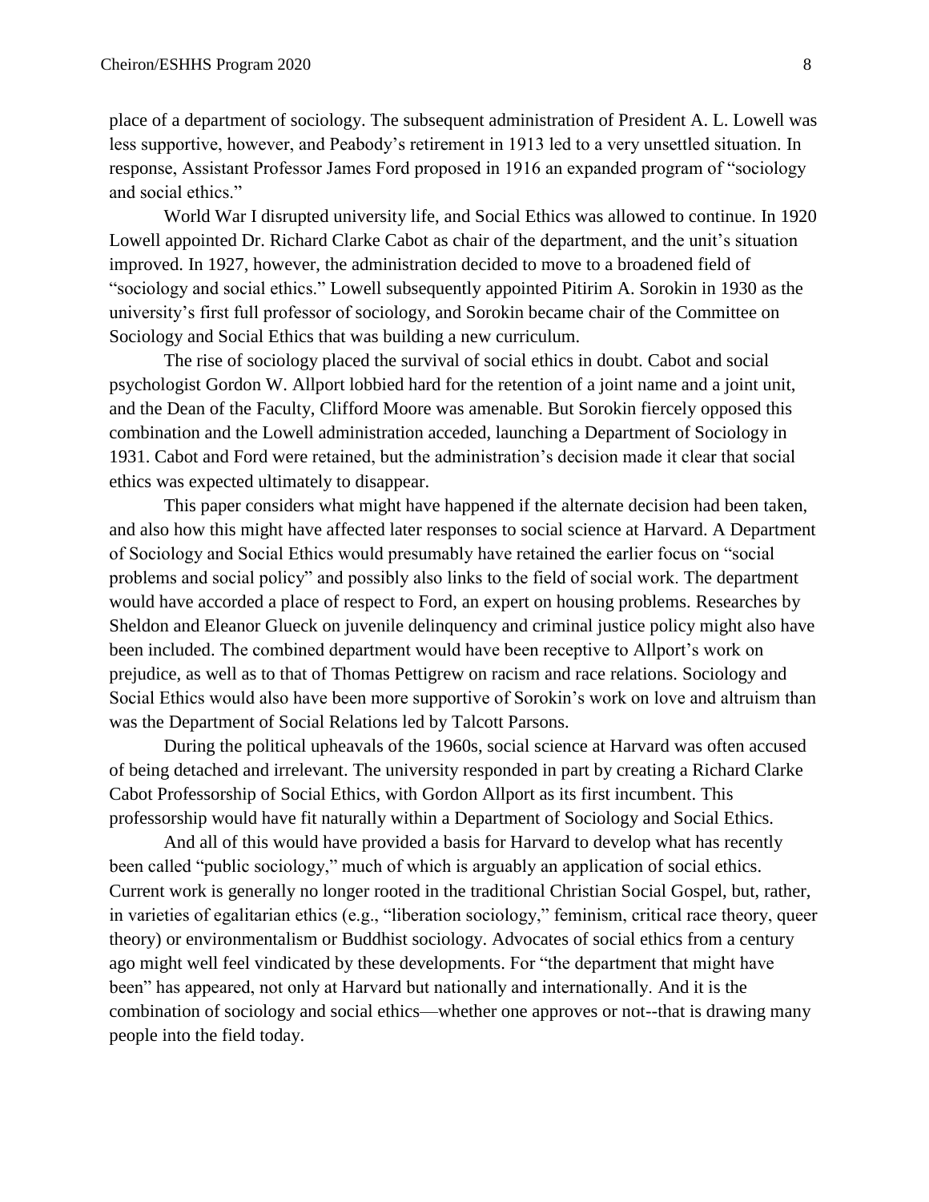place of a department of sociology. The subsequent administration of President A. L. Lowell was less supportive, however, and Peabody's retirement in 1913 led to a very unsettled situation. In response, Assistant Professor James Ford proposed in 1916 an expanded program of "sociology and social ethics."

World War I disrupted university life, and Social Ethics was allowed to continue. In 1920 Lowell appointed Dr. Richard Clarke Cabot as chair of the department, and the unit's situation improved. In 1927, however, the administration decided to move to a broadened field of "sociology and social ethics." Lowell subsequently appointed Pitirim A. Sorokin in 1930 as the university's first full professor of sociology, and Sorokin became chair of the Committee on Sociology and Social Ethics that was building a new curriculum.

The rise of sociology placed the survival of social ethics in doubt. Cabot and social psychologist Gordon W. Allport lobbied hard for the retention of a joint name and a joint unit, and the Dean of the Faculty, Clifford Moore was amenable. But Sorokin fiercely opposed this combination and the Lowell administration acceded, launching a Department of Sociology in 1931. Cabot and Ford were retained, but the administration's decision made it clear that social ethics was expected ultimately to disappear.

This paper considers what might have happened if the alternate decision had been taken, and also how this might have affected later responses to social science at Harvard. A Department of Sociology and Social Ethics would presumably have retained the earlier focus on "social problems and social policy" and possibly also links to the field of social work. The department would have accorded a place of respect to Ford, an expert on housing problems. Researches by Sheldon and Eleanor Glueck on juvenile delinquency and criminal justice policy might also have been included. The combined department would have been receptive to Allport's work on prejudice, as well as to that of Thomas Pettigrew on racism and race relations. Sociology and Social Ethics would also have been more supportive of Sorokin's work on love and altruism than was the Department of Social Relations led by Talcott Parsons.

During the political upheavals of the 1960s, social science at Harvard was often accused of being detached and irrelevant. The university responded in part by creating a Richard Clarke Cabot Professorship of Social Ethics, with Gordon Allport as its first incumbent. This professorship would have fit naturally within a Department of Sociology and Social Ethics.

And all of this would have provided a basis for Harvard to develop what has recently been called "public sociology," much of which is arguably an application of social ethics. Current work is generally no longer rooted in the traditional Christian Social Gospel, but, rather, in varieties of egalitarian ethics (e.g., "liberation sociology," feminism, critical race theory, queer theory) or environmentalism or Buddhist sociology. Advocates of social ethics from a century ago might well feel vindicated by these developments. For "the department that might have been" has appeared, not only at Harvard but nationally and internationally. And it is the combination of sociology and social ethics—whether one approves or not--that is drawing many people into the field today.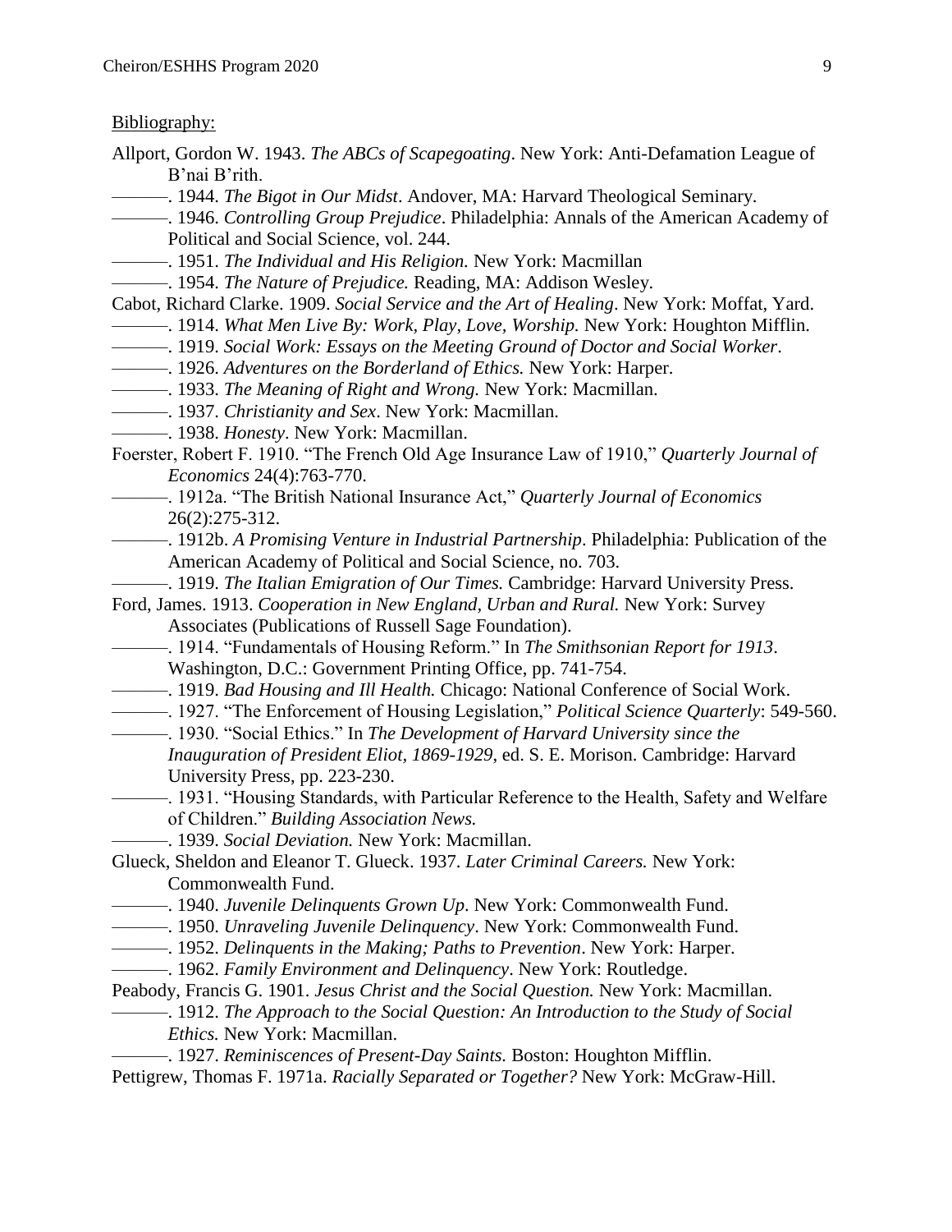Bibliography:

Allport, Gordon W. 1943. *The ABCs of Scapegoating*. New York: Anti-Defamation League of B'nai B'rith.

———. 1944. *The Bigot in Our Midst*. Andover, MA: Harvard Theological Seminary.

———. 1946. *Controlling Group Prejudice*. Philadelphia: Annals of the American Academy of Political and Social Science, vol. 244.

———. 1951. *The Individual and His Religion.* New York: Macmillan

———. 1954. *The Nature of Prejudice.* Reading, MA: Addison Wesley.

Cabot, Richard Clarke. 1909. *Social Service and the Art of Healing*. New York: Moffat, Yard.

———. 1914. *What Men Live By: Work, Play, Love, Worship.* New York: Houghton Mifflin.

———. 1919. *Social Work: Essays on the Meeting Ground of Doctor and Social Worker*.

———. 1926. *Adventures on the Borderland of Ethics.* New York: Harper.

———. 1933. *The Meaning of Right and Wrong.* New York: Macmillan.

———. 1937. *Christianity and Sex*. New York: Macmillan.

———. 1938. *Honesty*. New York: Macmillan.

Foerster, Robert F. 1910. "The French Old Age Insurance Law of 1910," *Quarterly Journal of Economics* 24(4):763-770.

———. 1912a. "The British National Insurance Act," *Quarterly Journal of Economics* 26(2):275-312.

———. 1912b. *A Promising Venture in Industrial Partnership*. Philadelphia: Publication of the American Academy of Political and Social Science, no. 703.

———. 1919. *The Italian Emigration of Our Times.* Cambridge: Harvard University Press.

Ford, James. 1913. *Cooperation in New England, Urban and Rural.* New York: Survey Associates (Publications of Russell Sage Foundation).

———. 1914. "Fundamentals of Housing Reform." In *The Smithsonian Report for 1913*. Washington, D.C.: Government Printing Office, pp. 741-754.

———. 1919. *Bad Housing and Ill Health.* Chicago: National Conference of Social Work.

———. 1927. "The Enforcement of Housing Legislation," *Political Science Quarterly*: 549-560.

———. 1930. "Social Ethics." In *The Development of Harvard University since the Inauguration of President Eliot, 1869-1929*, ed. S. E. Morison. Cambridge: Harvard University Press, pp. 223-230.

———. 1931. "Housing Standards, with Particular Reference to the Health, Safety and Welfare of Children." *Building Association News.*

———. 1939. *Social Deviation.* New York: Macmillan.

Glueck, Sheldon and Eleanor T. Glueck. 1937. *Later Criminal Careers.* New York: Commonwealth Fund.

———. 1940. *Juvenile Delinquents Grown Up*. New York: Commonwealth Fund.

———. 1950. *Unraveling Juvenile Delinquency*. New York: Commonwealth Fund.

———. 1952. *Delinquents in the Making; Paths to Prevention*. New York: Harper.

———. 1962. *Family Environment and Delinquency*. New York: Routledge.

Peabody, Francis G. 1901. *Jesus Christ and the Social Question.* New York: Macmillan.

———. 1912. *The Approach to the Social Question: An Introduction to the Study of Social Ethics.* New York: Macmillan.

———. 1927. *Reminiscences of Present-Day Saints.* Boston: Houghton Mifflin.

Pettigrew, Thomas F. 1971a. *Racially Separated or Together?* New York: McGraw-Hill.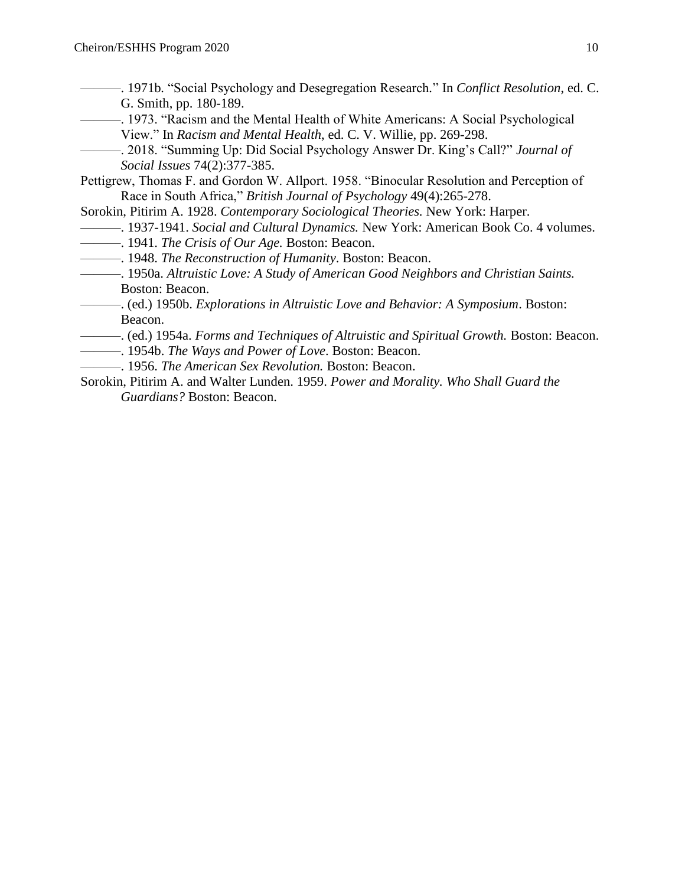———. 1971b. "Social Psychology and Desegregation Research." In *Conflict Resolution*, ed. C. G. Smith, pp. 180-189.

———. 1973. "Racism and the Mental Health of White Americans: A Social Psychological View." In *Racism and Mental Health*, ed. C. V. Willie, pp. 269-298.

———. 2018. "Summing Up: Did Social Psychology Answer Dr. King's Call?" *Journal of Social Issues* 74(2):377-385.

Pettigrew, Thomas F. and Gordon W. Allport. 1958. "Binocular Resolution and Perception of Race in South Africa," *British Journal of Psychology* 49(4):265-278.

Sorokin, Pitirim A. 1928. *Contemporary Sociological Theories.* New York: Harper.

———. 1937-1941. *Social and Cultural Dynamics.* New York: American Book Co. 4 volumes.

———. 1941. *The Crisis of Our Age.* Boston: Beacon.

———. 1948. *The Reconstruction of Humanity*. Boston: Beacon.

———. 1950a. *Altruistic Love: A Study of American Good Neighbors and Christian Saints.* Boston: Beacon.

———. (ed.) 1950b. *Explorations in Altruistic Love and Behavior: A Symposium*. Boston: Beacon.

———. (ed.) 1954a. *Forms and Techniques of Altruistic and Spiritual Growth.* Boston: Beacon.

———. 1954b. *The Ways and Power of Love*. Boston: Beacon.

———. 1956. *The American Sex Revolution.* Boston: Beacon.

Sorokin, Pitirim A. and Walter Lunden. 1959. *Power and Morality. Who Shall Guard the Guardians?* Boston: Beacon.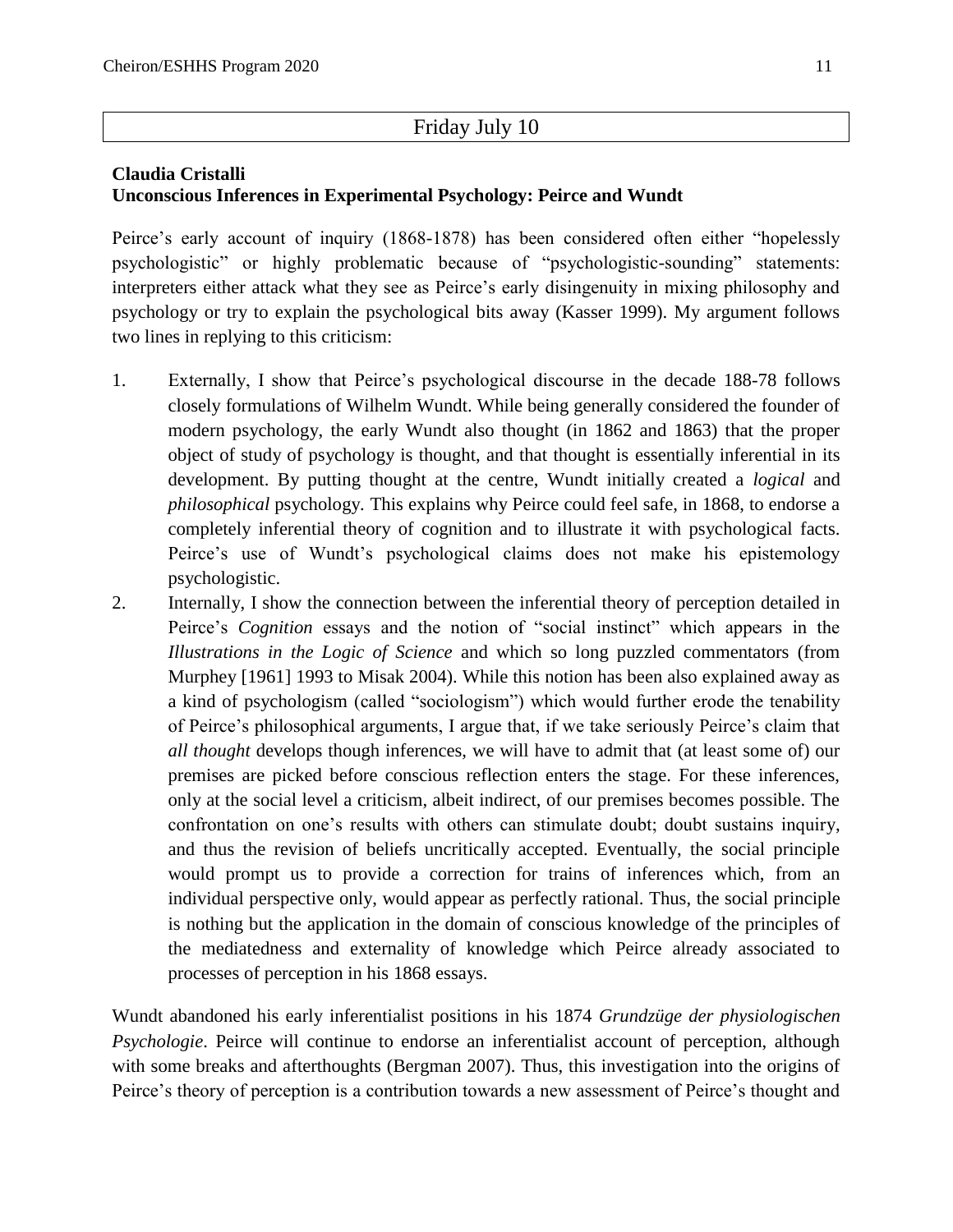## Friday July 10

**Claudia Cristalli**
**Unconscious Inferences in Experimental Psychology: Peirce and Wundt**

Peirce's early account of inquiry (1868-1878) has been considered often either "hopelessly psychologistic" or highly problematic because of "psychologistic-sounding" statements: interpreters either attack what they see as Peirce's early disingenuity in mixing philosophy and psychology or try to explain the psychological bits away (Kasser 1999). My argument follows two lines in replying to this criticism:

1. Externally, I show that Peirce's psychological discourse in the decade 188-78 follows closely formulations of Wilhelm Wundt. While being generally considered the founder of modern psychology, the early Wundt also thought (in 1862 and 1863) that the proper object of study of psychology is thought, and that thought is essentially inferential in its development. By putting thought at the centre, Wundt initially created a *logical* and *philosophical* psychology. This explains why Peirce could feel safe, in 1868, to endorse a completely inferential theory of cognition and to illustrate it with psychological facts. Peirce's use of Wundt's psychological claims does not make his epistemology psychologistic.
2. Internally, I show the connection between the inferential theory of perception detailed in Peirce's *Cognition* essays and the notion of "social instinct" which appears in the *Illustrations in the Logic of Science* and which so long puzzled commentators (from Murphey [1961] 1993 to Misak 2004). While this notion has been also explained away as a kind of psychologism (called "sociologism") which would further erode the tenability of Peirce's philosophical arguments, I argue that, if we take seriously Peirce's claim that *all thought* develops though inferences, we will have to admit that (at least some of) our premises are picked before conscious reflection enters the stage. For these inferences, only at the social level a criticism, albeit indirect, of our premises becomes possible. The confrontation on one's results with others can stimulate doubt; doubt sustains inquiry, and thus the revision of beliefs uncritically accepted. Eventually, the social principle would prompt us to provide a correction for trains of inferences which, from an individual perspective only, would appear as perfectly rational. Thus, the social principle is nothing but the application in the domain of conscious knowledge of the principles of the mediatedness and externality of knowledge which Peirce already associated to processes of perception in his 1868 essays.

Wundt abandoned his early inferentialist positions in his 1874 *Grundzüge der physiologischen Psychologie*. Peirce will continue to endorse an inferentialist account of perception, although with some breaks and afterthoughts (Bergman 2007). Thus, this investigation into the origins of Peirce's theory of perception is a contribution towards a new assessment of Peirce's thought and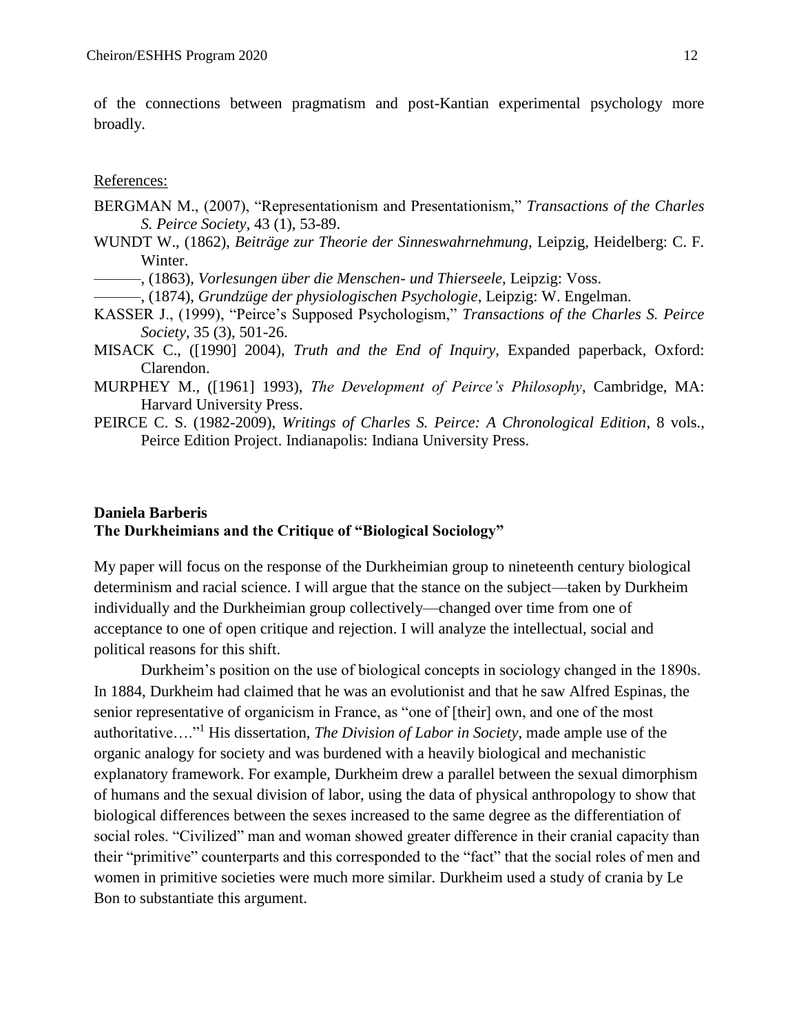of the connections between pragmatism and post-Kantian experimental psychology more broadly.

References:

BERGMAN M., (2007), "Representationism and Presentationism," *Transactions of the Charles S. Peirce Society*, 43 (1), 53-89.

WUNDT W., (1862), *Beiträge zur Theorie der Sinneswahrnehmung*, Leipzig, Heidelberg: C. F. Winter.

———, (1863), *Vorlesungen über die Menschen- und Thierseele*, Leipzig: Voss.

———, (1874), *Grundzüge der physiologischen Psychologie*, Leipzig: W. Engelman.

KASSER J., (1999), "Peirce's Supposed Psychologism," *Transactions of the Charles S. Peirce Society*, 35 (3), 501-26.

MISACK C., ([1990] 2004), *Truth and the End of Inquiry*, Expanded paperback, Oxford: Clarendon.

MURPHEY M., ([1961] 1993), *The Development of Peirce's Philosophy*, Cambridge, MA: Harvard University Press.

PEIRCE C. S. (1982-2009), *Writings of Charles S. Peirce: A Chronological Edition*, 8 vols., Peirce Edition Project. Indianapolis: Indiana University Press.

**Daniela Barberis**
**The Durkheimians and the Critique of "Biological Sociology"**

My paper will focus on the response of the Durkheimian group to nineteenth century biological determinism and racial science. I will argue that the stance on the subject—taken by Durkheim individually and the Durkheimian group collectively—changed over time from one of acceptance to one of open critique and rejection. I will analyze the intellectual, social and political reasons for this shift.

Durkheim's position on the use of biological concepts in sociology changed in the 1890s. In 1884, Durkheim had claimed that he was an evolutionist and that he saw Alfred Espinas, the senior representative of organicism in France, as "one of [their] own, and one of the most authoritative…."[1] His dissertation, *The Division of Labor in Society*, made ample use of the organic analogy for society and was burdened with a heavily biological and mechanistic explanatory framework. For example, Durkheim drew a parallel between the sexual dimorphism of humans and the sexual division of labor, using the data of physical anthropology to show that biological differences between the sexes increased to the same degree as the differentiation of social roles. "Civilized" man and woman showed greater difference in their cranial capacity than their "primitive" counterparts and this corresponded to the "fact" that the social roles of men and women in primitive societies were much more similar. Durkheim used a study of crania by Le Bon to substantiate this argument.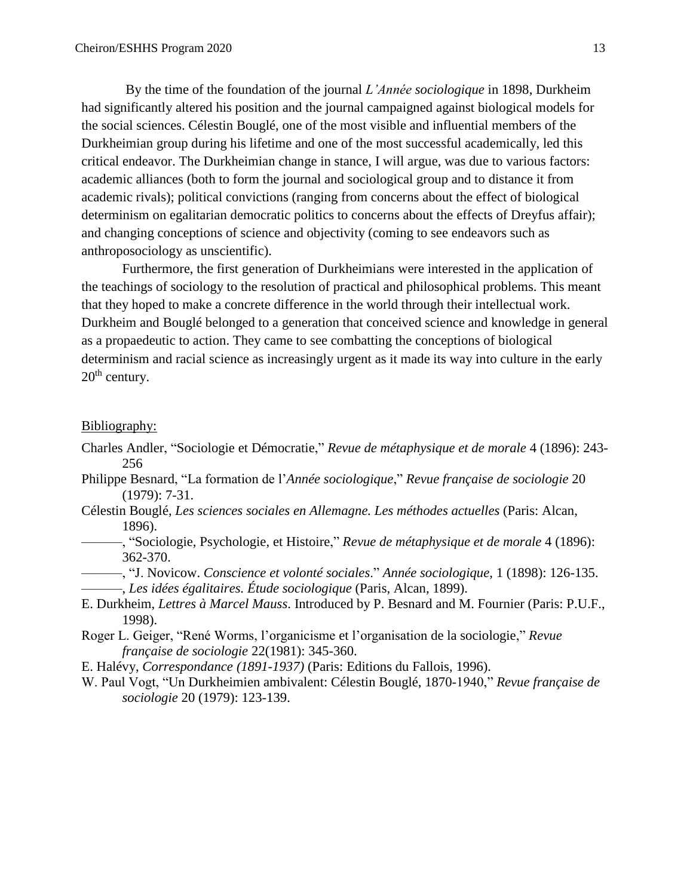By the time of the foundation of the journal *L'Année sociologique* in 1898, Durkheim had significantly altered his position and the journal campaigned against biological models for the social sciences. Célestin Bouglé, one of the most visible and influential members of the Durkheimian group during his lifetime and one of the most successful academically, led this critical endeavor. The Durkheimian change in stance, I will argue, was due to various factors: academic alliances (both to form the journal and sociological group and to distance it from academic rivals); political convictions (ranging from concerns about the effect of biological determinism on egalitarian democratic politics to concerns about the effects of Dreyfus affair); and changing conceptions of science and objectivity (coming to see endeavors such as anthroposociology as unscientific).

Furthermore, the first generation of Durkheimians were interested in the application of the teachings of sociology to the resolution of practical and philosophical problems. This meant that they hoped to make a concrete difference in the world through their intellectual work. Durkheim and Bouglé belonged to a generation that conceived science and knowledge in general as a propaedeutic to action. They came to see combatting the conceptions of biological determinism and racial science as increasingly urgent as it made its way into culture in the early 20th century.

Bibliography:

Charles Andler, "Sociologie et Démocratie," *Revue de métaphysique et de morale* 4 (1896): 243-256

Philippe Besnard, "La formation de l'*Année sociologique*," *Revue française de sociologie* 20 (1979): 7-31.

Célestin Bouglé, *Les sciences sociales en Allemagne. Les méthodes actuelles* (Paris: Alcan, 1896).

———, "Sociologie, Psychologie, et Histoire," *Revue de métaphysique et de morale* 4 (1896): 362-370.

———, "J. Novicow. *Conscience et volonté sociales*." *Année sociologique*, 1 (1898): 126-135.

———, *Les idées égalitaires. Étude sociologique* (Paris, Alcan, 1899).

E. Durkheim, *Lettres à Marcel Mauss*. Introduced by P. Besnard and M. Fournier (Paris: P.U.F., 1998).

Roger L. Geiger, "René Worms, l'organicisme et l'organisation de la sociologie," *Revue française de sociologie* 22(1981): 345-360.

E. Halévy, *Correspondance (1891-1937)* (Paris: Editions du Fallois, 1996).

W. Paul Vogt, "Un Durkheimien ambivalent: Célestin Bouglé, 1870-1940," *Revue française de sociologie* 20 (1979): 123-139.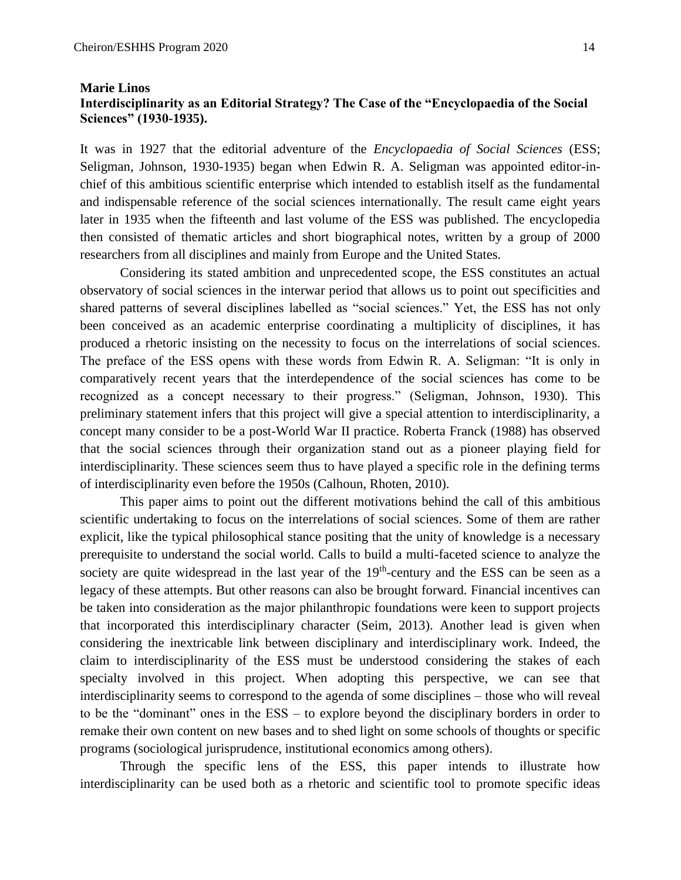**Marie Linos**

**Interdisciplinarity as an Editorial Strategy? The Case of the "Encyclopaedia of the Social Sciences" (1930-1935).**

It was in 1927 that the editorial adventure of the *Encyclopaedia of Social Sciences* (ESS; Seligman, Johnson, 1930-1935) began when Edwin R. A. Seligman was appointed editor-in-chief of this ambitious scientific enterprise which intended to establish itself as the fundamental and indispensable reference of the social sciences internationally. The result came eight years later in 1935 when the fifteenth and last volume of the ESS was published. The encyclopedia then consisted of thematic articles and short biographical notes, written by a group of 2000 researchers from all disciplines and mainly from Europe and the United States.

Considering its stated ambition and unprecedented scope, the ESS constitutes an actual observatory of social sciences in the interwar period that allows us to point out specificities and shared patterns of several disciplines labelled as "social sciences." Yet, the ESS has not only been conceived as an academic enterprise coordinating a multiplicity of disciplines, it has produced a rhetoric insisting on the necessity to focus on the interrelations of social sciences. The preface of the ESS opens with these words from Edwin R. A. Seligman: "It is only in comparatively recent years that the interdependence of the social sciences has come to be recognized as a concept necessary to their progress." (Seligman, Johnson, 1930). This preliminary statement infers that this project will give a special attention to interdisciplinarity, a concept many consider to be a post-World War II practice. Roberta Franck (1988) has observed that the social sciences through their organization stand out as a pioneer playing field for interdisciplinarity. These sciences seem thus to have played a specific role in the defining terms of interdisciplinarity even before the 1950s (Calhoun, Rhoten, 2010).

This paper aims to point out the different motivations behind the call of this ambitious scientific undertaking to focus on the interrelations of social sciences. Some of them are rather explicit, like the typical philosophical stance positing that the unity of knowledge is a necessary prerequisite to understand the social world. Calls to build a multi-faceted science to analyze the society are quite widespread in the last year of the 19th-century and the ESS can be seen as a legacy of these attempts. But other reasons can also be brought forward. Financial incentives can be taken into consideration as the major philanthropic foundations were keen to support projects that incorporated this interdisciplinary character (Seim, 2013). Another lead is given when considering the inextricable link between disciplinary and interdisciplinary work. Indeed, the claim to interdisciplinarity of the ESS must be understood considering the stakes of each specialty involved in this project. When adopting this perspective, we can see that interdisciplinarity seems to correspond to the agenda of some disciplines – those who will reveal to be the "dominant" ones in the ESS – to explore beyond the disciplinary borders in order to remake their own content on new bases and to shed light on some schools of thoughts or specific programs (sociological jurisprudence, institutional economics among others).

Through the specific lens of the ESS, this paper intends to illustrate how interdisciplinarity can be used both as a rhetoric and scientific tool to promote specific ideas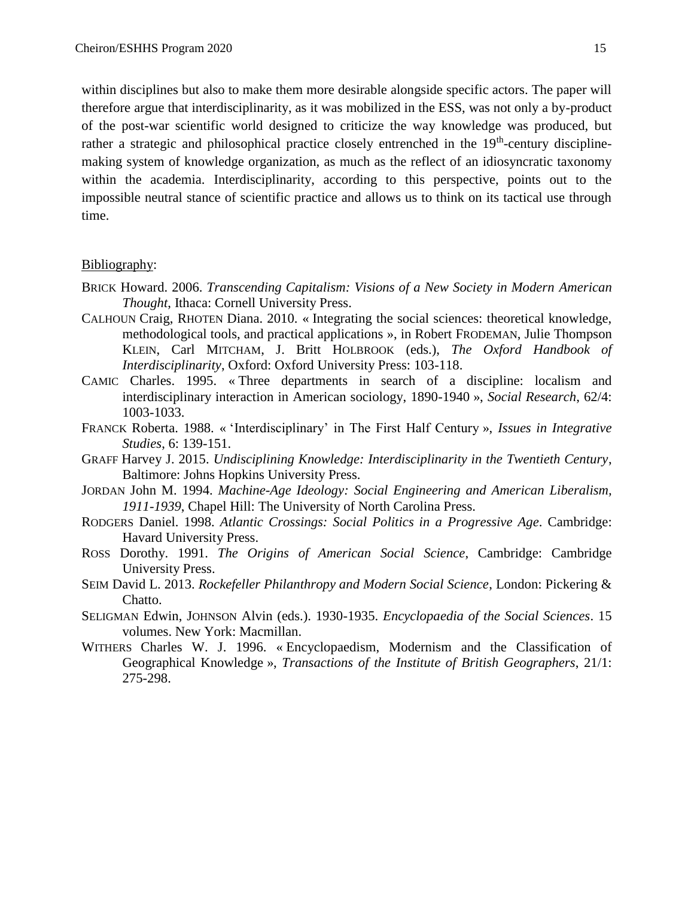within disciplines but also to make them more desirable alongside specific actors. The paper will therefore argue that interdisciplinarity, as it was mobilized in the ESS, was not only a by-product of the post-war scientific world designed to criticize the way knowledge was produced, but rather a strategic and philosophical practice closely entrenched in the 19th-century discipline-making system of knowledge organization, as much as the reflect of an idiosyncratic taxonomy within the academia. Interdisciplinarity, according to this perspective, points out to the impossible neutral stance of scientific practice and allows us to think on its tactical use through time.

Bibliography:

- BRICK Howard. 2006. *Transcending Capitalism: Visions of a New Society in Modern American Thought*, Ithaca: Cornell University Press.
- CALHOUN Craig, RHOTEN Diana. 2010. « Integrating the social sciences: theoretical knowledge, methodological tools, and practical applications », in Robert FRODEMAN, Julie Thompson KLEIN, Carl MITCHAM, J. Britt HOLBROOK (eds.), *The Oxford Handbook of Interdisciplinarity*, Oxford: Oxford University Press: 103-118.
- CAMIC Charles. 1995. « Three departments in search of a discipline: localism and interdisciplinary interaction in American sociology, 1890-1940 », *Social Research*, 62/4: 1003-1033.
- FRANCK Roberta. 1988. « 'Interdisciplinary' in The First Half Century », *Issues in Integrative Studies*, 6: 139-151.
- GRAFF Harvey J. 2015. *Undisciplining Knowledge: Interdisciplinarity in the Twentieth Century*, Baltimore: Johns Hopkins University Press.
- JORDAN John M. 1994. *Machine-Age Ideology: Social Engineering and American Liberalism, 1911-1939*, Chapel Hill: The University of North Carolina Press.
- RODGERS Daniel. 1998. *Atlantic Crossings: Social Politics in a Progressive Age*. Cambridge: Havard University Press.
- ROSS Dorothy. 1991. *The Origins of American Social Science*, Cambridge: Cambridge University Press.
- SEIM David L. 2013. *Rockefeller Philanthropy and Modern Social Science*, London: Pickering & Chatto.
- SELIGMAN Edwin, JOHNSON Alvin (eds.). 1930-1935. *Encyclopaedia of the Social Sciences*. 15 volumes. New York: Macmillan.
- WITHERS Charles W. J. 1996. « Encyclopaedism, Modernism and the Classification of Geographical Knowledge », *Transactions of the Institute of British Geographers*, 21/1: 275-298.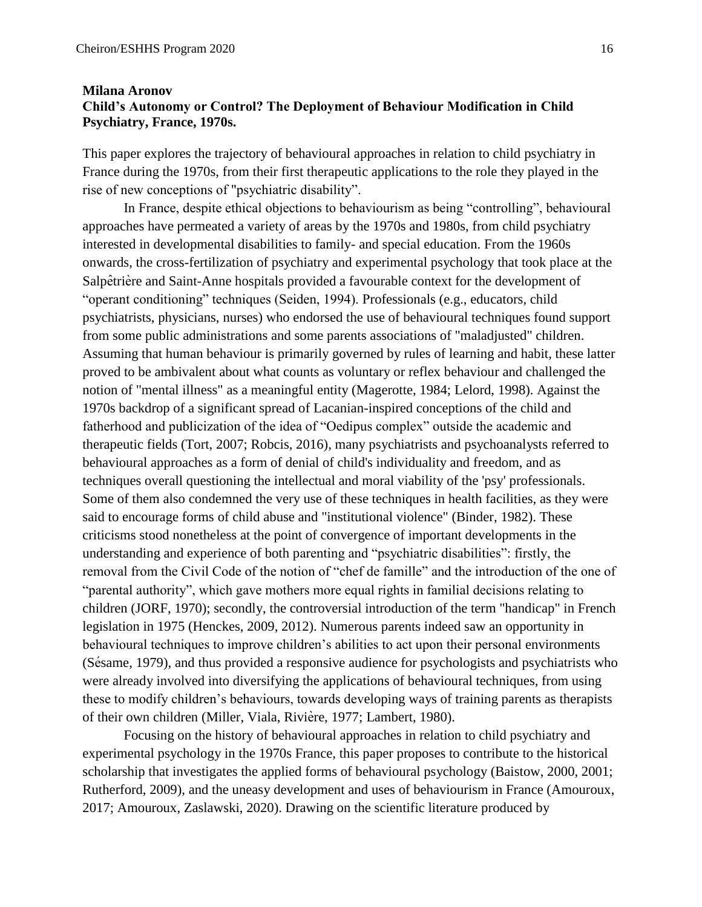**Milana Aronov**
**Child's Autonomy or Control? The Deployment of Behaviour Modification in Child Psychiatry, France, 1970s.**

This paper explores the trajectory of behavioural approaches in relation to child psychiatry in France during the 1970s, from their first therapeutic applications to the role they played in the rise of new conceptions of "psychiatric disability".

In France, despite ethical objections to behaviourism as being "controlling", behavioural approaches have permeated a variety of areas by the 1970s and 1980s, from child psychiatry interested in developmental disabilities to family- and special education. From the 1960s onwards, the cross-fertilization of psychiatry and experimental psychology that took place at the Salpêtrière and Saint-Anne hospitals provided a favourable context for the development of "operant conditioning" techniques (Seiden, 1994). Professionals (e.g., educators, child psychiatrists, physicians, nurses) who endorsed the use of behavioural techniques found support from some public administrations and some parents associations of "maladjusted" children. Assuming that human behaviour is primarily governed by rules of learning and habit, these latter proved to be ambivalent about what counts as voluntary or reflex behaviour and challenged the notion of "mental illness" as a meaningful entity (Magerotte, 1984; Lelord, 1998). Against the 1970s backdrop of a significant spread of Lacanian-inspired conceptions of the child and fatherhood and publicization of the idea of "Oedipus complex" outside the academic and therapeutic fields (Tort, 2007; Robcis, 2016), many psychiatrists and psychoanalysts referred to behavioural approaches as a form of denial of child's individuality and freedom, and as techniques overall questioning the intellectual and moral viability of the 'psy' professionals. Some of them also condemned the very use of these techniques in health facilities, as they were said to encourage forms of child abuse and "institutional violence" (Binder, 1982). These criticisms stood nonetheless at the point of convergence of important developments in the understanding and experience of both parenting and "psychiatric disabilities": firstly, the removal from the Civil Code of the notion of "chef de famille" and the introduction of the one of "parental authority", which gave mothers more equal rights in familial decisions relating to children (JORF, 1970); secondly, the controversial introduction of the term "handicap" in French legislation in 1975 (Henckes, 2009, 2012). Numerous parents indeed saw an opportunity in behavioural techniques to improve children's abilities to act upon their personal environments (Sésame, 1979), and thus provided a responsive audience for psychologists and psychiatrists who were already involved into diversifying the applications of behavioural techniques, from using these to modify children's behaviours, towards developing ways of training parents as therapists of their own children (Miller, Viala, Rivière, 1977; Lambert, 1980).

Focusing on the history of behavioural approaches in relation to child psychiatry and experimental psychology in the 1970s France, this paper proposes to contribute to the historical scholarship that investigates the applied forms of behavioural psychology (Baistow, 2000, 2001; Rutherford, 2009), and the uneasy development and uses of behaviourism in France (Amouroux, 2017; Amouroux, Zaslawski, 2020). Drawing on the scientific literature produced by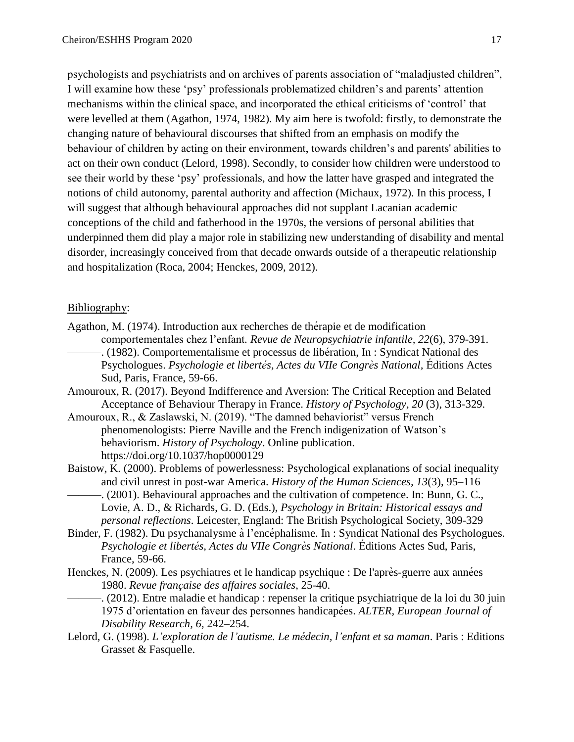psychologists and psychiatrists and on archives of parents association of "maladjusted children", I will examine how these 'psy' professionals problematized children's and parents' attention mechanisms within the clinical space, and incorporated the ethical criticisms of 'control' that were levelled at them (Agathon, 1974, 1982). My aim here is twofold: firstly, to demonstrate the changing nature of behavioural discourses that shifted from an emphasis on modify the behaviour of children by acting on their environment, towards children's and parents' abilities to act on their own conduct (Lelord, 1998). Secondly, to consider how children were understood to see their world by these 'psy' professionals, and how the latter have grasped and integrated the notions of child autonomy, parental authority and affection (Michaux, 1972). In this process, I will suggest that although behavioural approaches did not supplant Lacanian academic conceptions of the child and fatherhood in the 1970s, the versions of personal abilities that underpinned them did play a major role in stabilizing new understanding of disability and mental disorder, increasingly conceived from that decade onwards outside of a therapeutic relationship and hospitalization (Roca, 2004; Henckes, 2009, 2012).

Bibliography:

Agathon, M. (1974). Introduction aux recherches de thérapie et de modification comportementales chez l'enfant. *Revue de Neuropsychiatrie infantile*, *22*(6), 379-391.

———. (1982). Comportementalisme et processus de libération, In : Syndicat National des Psychologues. *Psychologie et libertés, Actes du VIIe Congrès National*, Éditions Actes Sud, Paris, France, 59-66.

Amouroux, R. (2017). Beyond Indifference and Aversion: The Critical Reception and Belated Acceptance of Behaviour Therapy in France. *History of Psychology*, *20* (3), 313-329.

Amouroux, R., & Zaslawski, N. (2019). "The damned behaviorist" versus French phenomenologists: Pierre Naville and the French indigenization of Watson's behaviorism. *History of Psychology*. Online publication. https://doi.org/10.1037/hop0000129

Baistow, K. (2000). Problems of powerlessness: Psychological explanations of social inequality and civil unrest in post-war America. *History of the Human Sciences, 13*(3), 95–116

———. (2001). Behavioural approaches and the cultivation of competence. In: Bunn, G. C., Lovie, A. D., & Richards, G. D. (Eds.), *Psychology in Britain: Historical essays and personal reflections*. Leicester, England: The British Psychological Society, 309-329

Binder, F. (1982). Du psychanalysme à l'encéphalisme. In : Syndicat National des Psychologues. *Psychologie et libertés, Actes du VIIe Congrès National*. Éditions Actes Sud, Paris, France, 59-66.

Henckes, N. (2009). Les psychiatres et le handicap psychique : De l'après-guerre aux années 1980. *Revue française des affaires sociales*, 25-40.

———. (2012). Entre maladie et handicap : repenser la critique psychiatrique de la loi du 30 juin 1975 d'orientation en faveur des personnes handicapées. *ALTER, European Journal of Disability Research*, *6*, 242–254.

Lelord, G. (1998). *L'exploration de l'autisme. Le médecin, l'enfant et sa maman*. Paris : Editions Grasset & Fasquelle.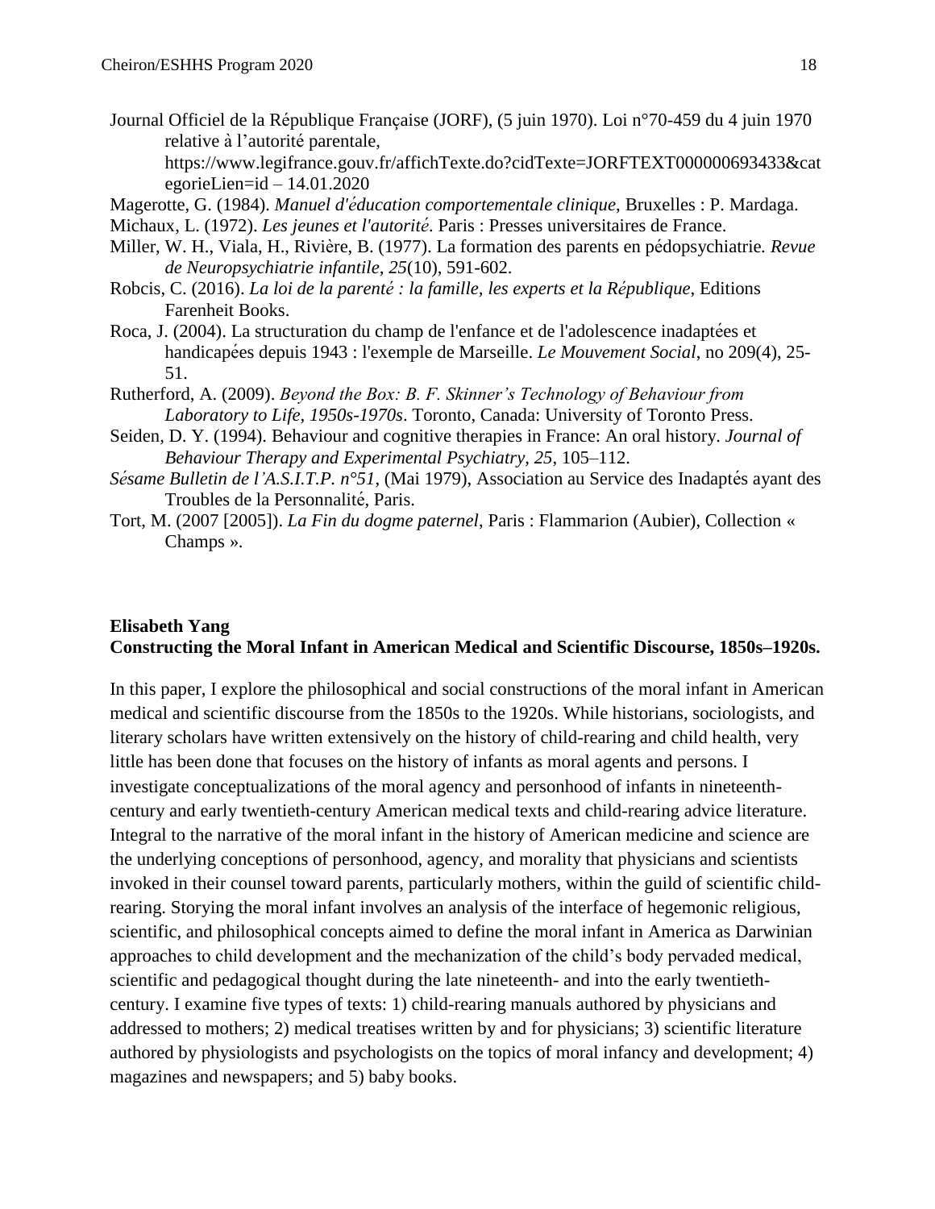Journal Officiel de la République Française (JORF), (5 juin 1970). Loi n°70-459 du 4 juin 1970 relative à l'autorité parentale, https://www.legifrance.gouv.fr/affichTexte.do?cidTexte=JORFTEXT000000693433&categorieLien=id – 14.01.2020

Magerotte, G. (1984). *Manuel d'éducation comportementale clinique*, Bruxelles : P. Mardaga.

Michaux, L. (1972). *Les jeunes et l'autorité*. Paris : Presses universitaires de France.

Miller, W. H., Viala, H., Rivière, B. (1977). La formation des parents en pédopsychiatrie. *Revue de Neuropsychiatrie infantile*, *25*(10), 591-602.

Robcis, C. (2016). *La loi de la parenté : la famille, les experts et la République*, Editions Farenheit Books.

Roca, J. (2004). La structuration du champ de l'enfance et de l'adolescence inadaptées et handicapées depuis 1943 : l'exemple de Marseille. *Le Mouvement Social*, no 209(4), 25-51.

Rutherford, A. (2009). *Beyond the Box: B. F. Skinner's Technology of Behaviour from Laboratory to Life, 1950s-1970s*. Toronto, Canada: University of Toronto Press.

Seiden, D. Y. (1994). Behaviour and cognitive therapies in France: An oral history. *Journal of Behaviour Therapy and Experimental Psychiatry*, *25*, 105–112.

*Sésame Bulletin de l'A.S.I.T.P. n°51*, (Mai 1979), Association au Service des Inadaptés ayant des Troubles de la Personnalité, Paris.

Tort, M. (2007 [2005]). *La Fin du dogme paternel*, Paris : Flammarion (Aubier), Collection « Champs ».

**Elisabeth Yang**
**Constructing the Moral Infant in American Medical and Scientific Discourse, 1850s–1920s.**

In this paper, I explore the philosophical and social constructions of the moral infant in American medical and scientific discourse from the 1850s to the 1920s. While historians, sociologists, and literary scholars have written extensively on the history of child-rearing and child health, very little has been done that focuses on the history of infants as moral agents and persons. I investigate conceptualizations of the moral agency and personhood of infants in nineteenth-century and early twentieth-century American medical texts and child-rearing advice literature. Integral to the narrative of the moral infant in the history of American medicine and science are the underlying conceptions of personhood, agency, and morality that physicians and scientists invoked in their counsel toward parents, particularly mothers, within the guild of scientific child-rearing. Storying the moral infant involves an analysis of the interface of hegemonic religious, scientific, and philosophical concepts aimed to define the moral infant in America as Darwinian approaches to child development and the mechanization of the child's body pervaded medical, scientific and pedagogical thought during the late nineteenth- and into the early twentieth-century. I examine five types of texts: 1) child-rearing manuals authored by physicians and addressed to mothers; 2) medical treatises written by and for physicians; 3) scientific literature authored by physiologists and psychologists on the topics of moral infancy and development; 4) magazines and newspapers; and 5) baby books.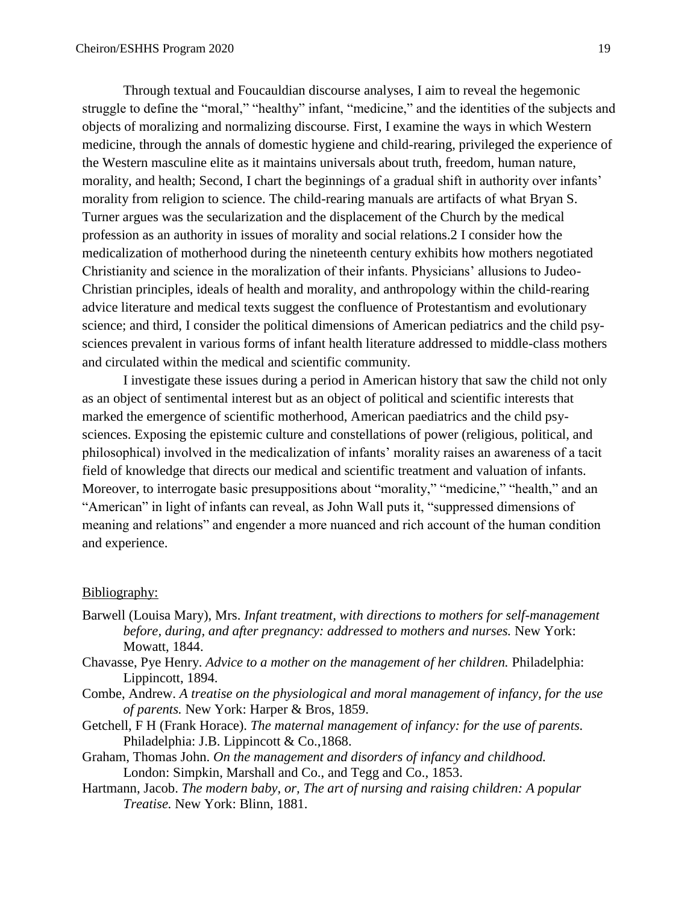Through textual and Foucauldian discourse analyses, I aim to reveal the hegemonic struggle to define the "moral," "healthy" infant, "medicine," and the identities of the subjects and objects of moralizing and normalizing discourse. First, I examine the ways in which Western medicine, through the annals of domestic hygiene and child-rearing, privileged the experience of the Western masculine elite as it maintains universals about truth, freedom, human nature, morality, and health; Second, I chart the beginnings of a gradual shift in authority over infants' morality from religion to science. The child-rearing manuals are artifacts of what Bryan S. Turner argues was the secularization and the displacement of the Church by the medical profession as an authority in issues of morality and social relations.2 I consider how the medicalization of motherhood during the nineteenth century exhibits how mothers negotiated Christianity and science in the moralization of their infants. Physicians' allusions to Judeo-Christian principles, ideals of health and morality, and anthropology within the child-rearing advice literature and medical texts suggest the confluence of Protestantism and evolutionary science; and third, I consider the political dimensions of American pediatrics and the child psy-sciences prevalent in various forms of infant health literature addressed to middle-class mothers and circulated within the medical and scientific community.

I investigate these issues during a period in American history that saw the child not only as an object of sentimental interest but as an object of political and scientific interests that marked the emergence of scientific motherhood, American paediatrics and the child psy-sciences. Exposing the epistemic culture and constellations of power (religious, political, and philosophical) involved in the medicalization of infants' morality raises an awareness of a tacit field of knowledge that directs our medical and scientific treatment and valuation of infants. Moreover, to interrogate basic presuppositions about "morality," "medicine," "health," and an "American" in light of infants can reveal, as John Wall puts it, "suppressed dimensions of meaning and relations" and engender a more nuanced and rich account of the human condition and experience.

Bibliography:

Barwell (Louisa Mary), Mrs. *Infant treatment, with directions to mothers for self-management before, during, and after pregnancy: addressed to mothers and nurses.* New York: Mowatt, 1844.

Chavasse, Pye Henry. *Advice to a mother on the management of her children.* Philadelphia: Lippincott, 1894.

Combe, Andrew. *A treatise on the physiological and moral management of infancy, for the use of parents.* New York: Harper & Bros, 1859.

Getchell, F H (Frank Horace). *The maternal management of infancy: for the use of parents.* Philadelphia: J.B. Lippincott & Co.,1868.

Graham, Thomas John. *On the management and disorders of infancy and childhood.* London: Simpkin, Marshall and Co., and Tegg and Co., 1853.

Hartmann, Jacob. *The modern baby, or, The art of nursing and raising children: A popular Treatise.* New York: Blinn, 1881.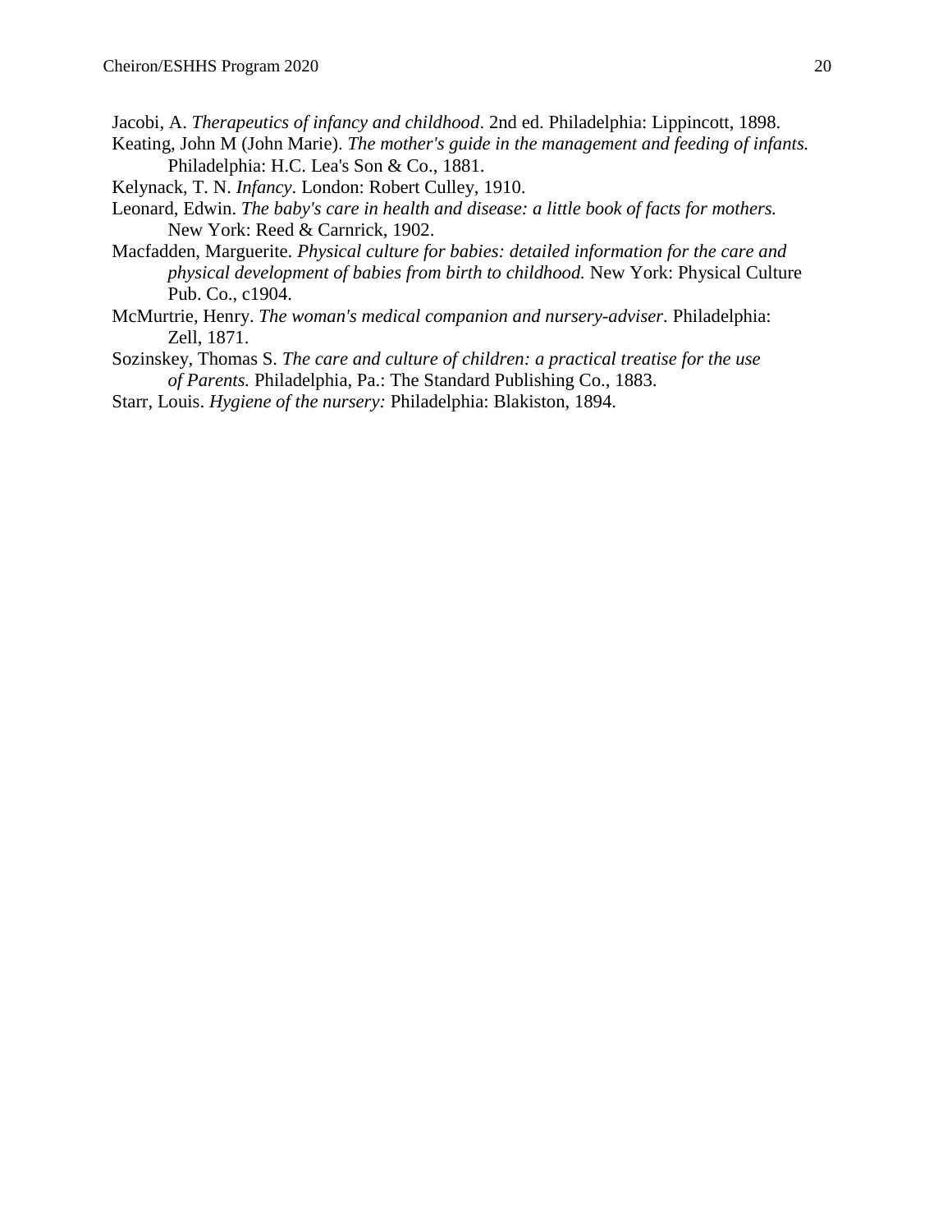Jacobi, A. *Therapeutics of infancy and childhood*. 2nd ed. Philadelphia: Lippincott, 1898.

Keating, John M (John Marie). *The mother's guide in the management and feeding of infants.* Philadelphia: H.C. Lea's Son & Co., 1881.

Kelynack, T. N. *Infancy*. London: Robert Culley, 1910.

Leonard, Edwin. *The baby's care in health and disease: a little book of facts for mothers.* New York: Reed & Carnrick, 1902.

Macfadden, Marguerite. *Physical culture for babies: detailed information for the care and physical development of babies from birth to childhood.* New York: Physical Culture Pub. Co., c1904.

McMurtrie, Henry. *The woman's medical companion and nursery-adviser*. Philadelphia: Zell, 1871.

Sozinskey, Thomas S. *The care and culture of children: a practical treatise for the use of Parents.* Philadelphia, Pa.: The Standard Publishing Co., 1883.

Starr, Louis. *Hygiene of the nursery:* Philadelphia: Blakiston, 1894.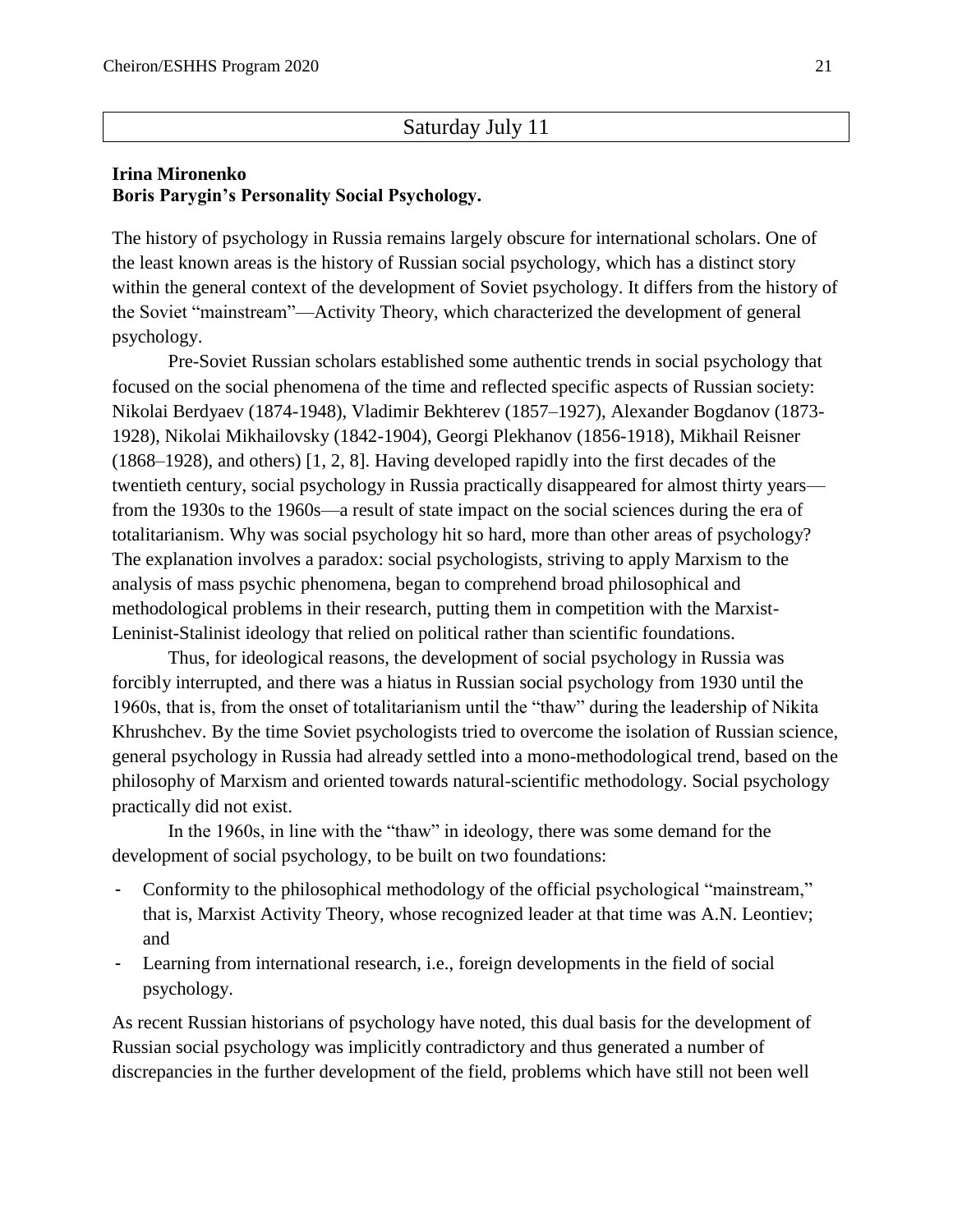## Saturday July 11

**Irina Mironenko**
**Boris Parygin's Personality Social Psychology.**

The history of psychology in Russia remains largely obscure for international scholars. One of the least known areas is the history of Russian social psychology, which has a distinct story within the general context of the development of Soviet psychology. It differs from the history of the Soviet "mainstream"—Activity Theory, which characterized the development of general psychology.

Pre-Soviet Russian scholars established some authentic trends in social psychology that focused on the social phenomena of the time and reflected specific aspects of Russian society: Nikolai Berdyaev (1874-1948), Vladimir Bekhterev (1857–1927), Alexander Bogdanov (1873-1928), Nikolai Mikhailovsky (1842-1904), Georgi Plekhanov (1856-1918), Mikhail Reisner (1868–1928), and others) [1, 2, 8]. Having developed rapidly into the first decades of the twentieth century, social psychology in Russia practically disappeared for almost thirty years—from the 1930s to the 1960s—a result of state impact on the social sciences during the era of totalitarianism. Why was social psychology hit so hard, more than other areas of psychology? The explanation involves a paradox: social psychologists, striving to apply Marxism to the analysis of mass psychic phenomena, began to comprehend broad philosophical and methodological problems in their research, putting them in competition with the Marxist-Leninist-Stalinist ideology that relied on political rather than scientific foundations.

Thus, for ideological reasons, the development of social psychology in Russia was forcibly interrupted, and there was a hiatus in Russian social psychology from 1930 until the 1960s, that is, from the onset of totalitarianism until the "thaw" during the leadership of Nikita Khrushchev. By the time Soviet psychologists tried to overcome the isolation of Russian science, general psychology in Russia had already settled into a mono-methodological trend, based on the philosophy of Marxism and oriented towards natural-scientific methodology. Social psychology practically did not exist.

In the 1960s, in line with the "thaw" in ideology, there was some demand for the development of social psychology, to be built on two foundations:

- Conformity to the philosophical methodology of the official psychological "mainstream," that is, Marxist Activity Theory, whose recognized leader at that time was A.N. Leontiev; and
- Learning from international research, i.e., foreign developments in the field of social psychology.

As recent Russian historians of psychology have noted, this dual basis for the development of Russian social psychology was implicitly contradictory and thus generated a number of discrepancies in the further development of the field, problems which have still not been well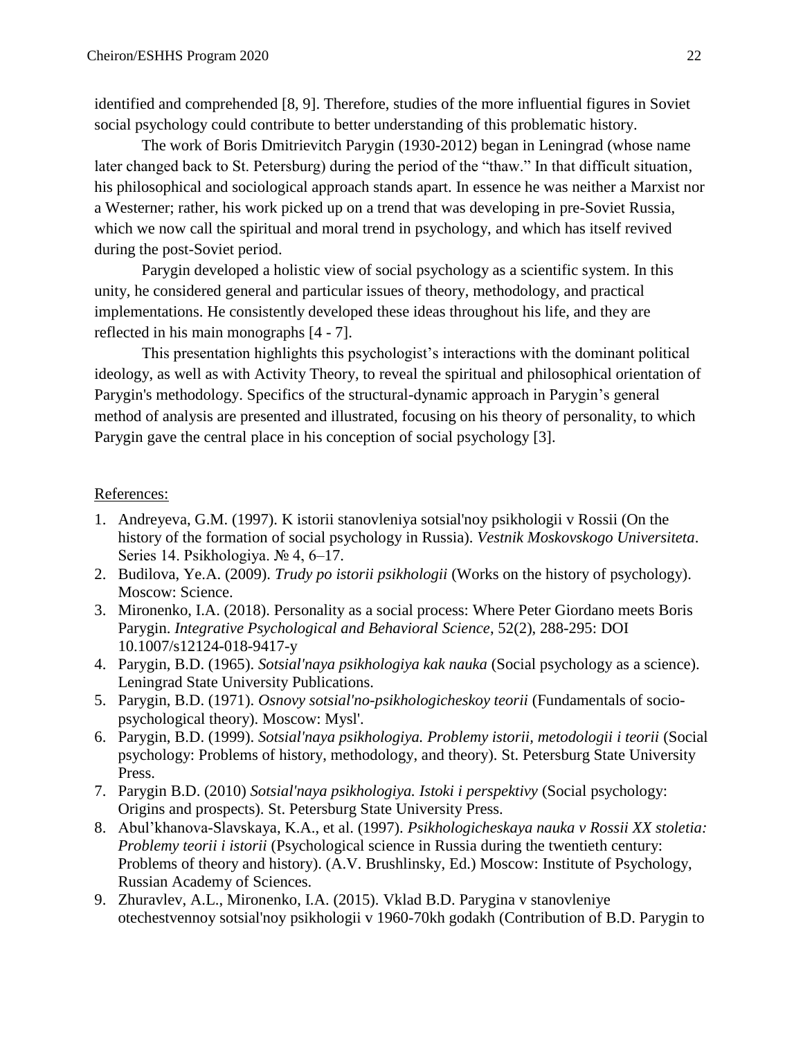identified and comprehended [8, 9]. Therefore, studies of the more influential figures in Soviet social psychology could contribute to better understanding of this problematic history.

The work of Boris Dmitrievitch Parygin (1930-2012) began in Leningrad (whose name later changed back to St. Petersburg) during the period of the "thaw." In that difficult situation, his philosophical and sociological approach stands apart. In essence he was neither a Marxist nor a Westerner; rather, his work picked up on a trend that was developing in pre-Soviet Russia, which we now call the spiritual and moral trend in psychology, and which has itself revived during the post-Soviet period.

Parygin developed a holistic view of social psychology as a scientific system. In this unity, he considered general and particular issues of theory, methodology, and practical implementations. He consistently developed these ideas throughout his life, and they are reflected in his main monographs [4 - 7].

This presentation highlights this psychologist's interactions with the dominant political ideology, as well as with Activity Theory, to reveal the spiritual and philosophical orientation of Parygin's methodology. Specifics of the structural-dynamic approach in Parygin's general method of analysis are presented and illustrated, focusing on his theory of personality, to which Parygin gave the central place in his conception of social psychology [3].

References:

1. Andreyeva, G.M. (1997). K istorii stanovleniya sotsial'noy psikhologii v Rossii (On the history of the formation of social psychology in Russia). *Vestnik Moskovskogo Universiteta*. Series 14. Psikhologiya. № 4, 6–17.
2. Budilova, Ye.A. (2009). *Trudy po istorii psikhologii* (Works on the history of psychology). Moscow: Science.
3. Mironenko, I.A. (2018). Personality as a social process: Where Peter Giordano meets Boris Parygin. *Integrative Psychological and Behavioral Science*, 52(2), 288-295: DOI 10.1007/s12124-018-9417-y
4. Parygin, B.D. (1965). *Sotsial'naya psikhologiya kak nauka* (Social psychology as a science). Leningrad State University Publications.
5. Parygin, B.D. (1971). *Osnovy sotsial'no-psikhologicheskoy teorii* (Fundamentals of socio-psychological theory). Moscow: Mysl'.
6. Parygin, B.D. (1999). *Sotsial'naya psikhologiya. Problemy istorii, metodologii i teorii* (Social psychology: Problems of history, methodology, and theory). St. Petersburg State University Press.
7. Parygin B.D. (2010) *Sotsial'naya psikhologiya. Istoki i perspektivy* (Social psychology: Origins and prospects). St. Petersburg State University Press.
8. Abul'khanova-Slavskaya, K.A., et al. (1997). *Psikhologicheskaya nauka v Rossii XX stoletia: Problemy teorii i istorii* (Psychological science in Russia during the twentieth century: Problems of theory and history). (A.V. Brushlinsky, Ed.) Moscow: Institute of Psychology, Russian Academy of Sciences.
9. Zhuravlev, A.L., Mironenko, I.A. (2015). Vklad B.D. Parygina v stanovleniye otechestvennoy sotsial'noy psikhologii v 1960-70kh godakh (Contribution of B.D. Parygin to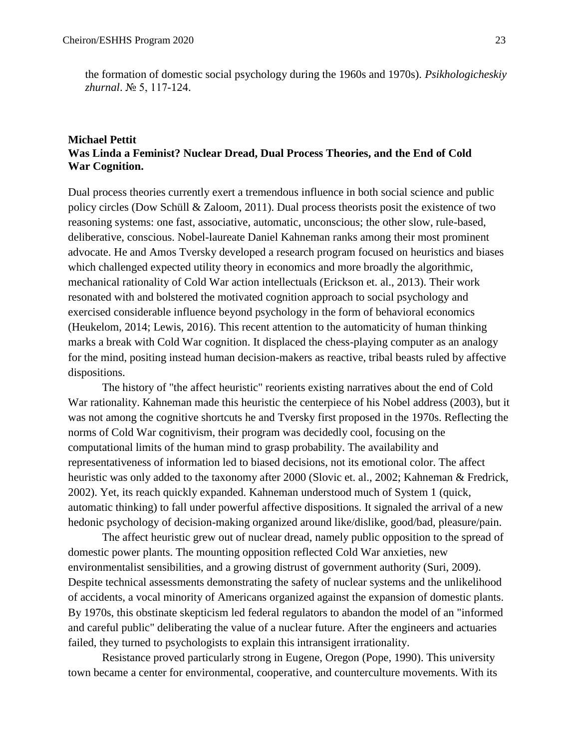the formation of domestic social psychology during the 1960s and 1970s). *Psikhologicheskiy zhurnal*. № 5, 117-124.

**Michael Pettit**
**Was Linda a Feminist? Nuclear Dread, Dual Process Theories, and the End of Cold War Cognition.**

Dual process theories currently exert a tremendous influence in both social science and public policy circles (Dow Schüll & Zaloom, 2011). Dual process theorists posit the existence of two reasoning systems: one fast, associative, automatic, unconscious; the other slow, rule-based, deliberative, conscious. Nobel-laureate Daniel Kahneman ranks among their most prominent advocate. He and Amos Tversky developed a research program focused on heuristics and biases which challenged expected utility theory in economics and more broadly the algorithmic, mechanical rationality of Cold War action intellectuals (Erickson et. al., 2013). Their work resonated with and bolstered the motivated cognition approach to social psychology and exercised considerable influence beyond psychology in the form of behavioral economics (Heukelom, 2014; Lewis, 2016). This recent attention to the automaticity of human thinking marks a break with Cold War cognition. It displaced the chess-playing computer as an analogy for the mind, positing instead human decision-makers as reactive, tribal beasts ruled by affective dispositions.

The history of "the affect heuristic" reorients existing narratives about the end of Cold War rationality. Kahneman made this heuristic the centerpiece of his Nobel address (2003), but it was not among the cognitive shortcuts he and Tversky first proposed in the 1970s. Reflecting the norms of Cold War cognitivism, their program was decidedly cool, focusing on the computational limits of the human mind to grasp probability. The availability and representativeness of information led to biased decisions, not its emotional color. The affect heuristic was only added to the taxonomy after 2000 (Slovic et. al., 2002; Kahneman & Fredrick, 2002). Yet, its reach quickly expanded. Kahneman understood much of System 1 (quick, automatic thinking) to fall under powerful affective dispositions. It signaled the arrival of a new hedonic psychology of decision-making organized around like/dislike, good/bad, pleasure/pain.

The affect heuristic grew out of nuclear dread, namely public opposition to the spread of domestic power plants. The mounting opposition reflected Cold War anxieties, new environmentalist sensibilities, and a growing distrust of government authority (Suri, 2009). Despite technical assessments demonstrating the safety of nuclear systems and the unlikelihood of accidents, a vocal minority of Americans organized against the expansion of domestic plants. By 1970s, this obstinate skepticism led federal regulators to abandon the model of an "informed and careful public" deliberating the value of a nuclear future. After the engineers and actuaries failed, they turned to psychologists to explain this intransigent irrationality.

Resistance proved particularly strong in Eugene, Oregon (Pope, 1990). This university town became a center for environmental, cooperative, and counterculture movements. With its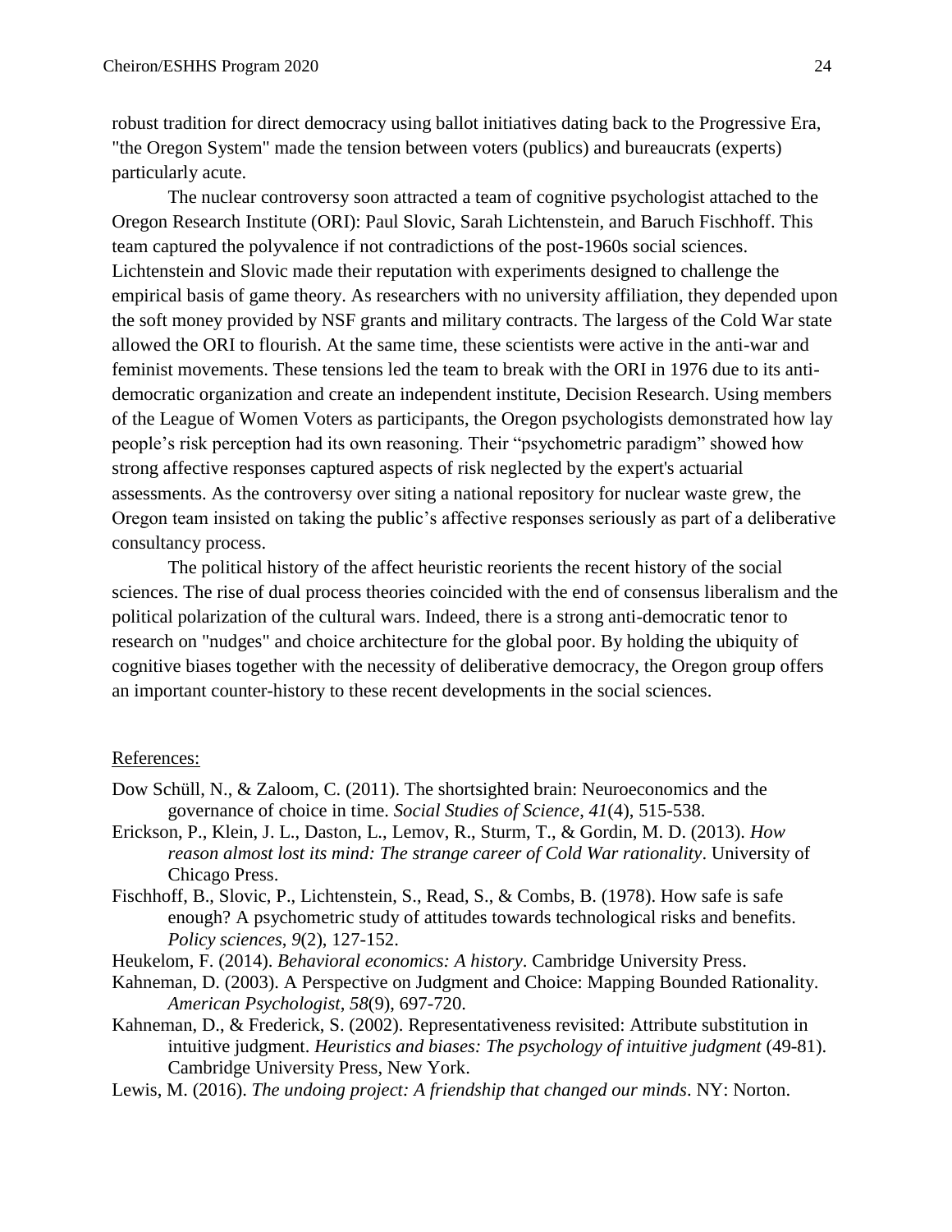robust tradition for direct democracy using ballot initiatives dating back to the Progressive Era, "the Oregon System" made the tension between voters (publics) and bureaucrats (experts) particularly acute.

The nuclear controversy soon attracted a team of cognitive psychologist attached to the Oregon Research Institute (ORI): Paul Slovic, Sarah Lichtenstein, and Baruch Fischhoff. This team captured the polyvalence if not contradictions of the post-1960s social sciences. Lichtenstein and Slovic made their reputation with experiments designed to challenge the empirical basis of game theory. As researchers with no university affiliation, they depended upon the soft money provided by NSF grants and military contracts. The largess of the Cold War state allowed the ORI to flourish. At the same time, these scientists were active in the anti-war and feminist movements. These tensions led the team to break with the ORI in 1976 due to its anti-democratic organization and create an independent institute, Decision Research. Using members of the League of Women Voters as participants, the Oregon psychologists demonstrated how lay people's risk perception had its own reasoning. Their "psychometric paradigm" showed how strong affective responses captured aspects of risk neglected by the expert's actuarial assessments. As the controversy over siting a national repository for nuclear waste grew, the Oregon team insisted on taking the public's affective responses seriously as part of a deliberative consultancy process.

The political history of the affect heuristic reorients the recent history of the social sciences. The rise of dual process theories coincided with the end of consensus liberalism and the political polarization of the cultural wars. Indeed, there is a strong anti-democratic tenor to research on "nudges" and choice architecture for the global poor. By holding the ubiquity of cognitive biases together with the necessity of deliberative democracy, the Oregon group offers an important counter-history to these recent developments in the social sciences.

References:

Dow Schüll, N., & Zaloom, C. (2011). The shortsighted brain: Neuroeconomics and the governance of choice in time. *Social Studies of Science*, *41*(4), 515-538.

Erickson, P., Klein, J. L., Daston, L., Lemov, R., Sturm, T., & Gordin, M. D. (2013). *How reason almost lost its mind: The strange career of Cold War rationality*. University of Chicago Press.

Fischhoff, B., Slovic, P., Lichtenstein, S., Read, S., & Combs, B. (1978). How safe is safe enough? A psychometric study of attitudes towards technological risks and benefits. *Policy sciences*, *9*(2), 127-152.

Heukelom, F. (2014). *Behavioral economics: A history*. Cambridge University Press.

Kahneman, D. (2003). A Perspective on Judgment and Choice: Mapping Bounded Rationality. *American Psychologist*, *58*(9), 697-720.

Kahneman, D., & Frederick, S. (2002). Representativeness revisited: Attribute substitution in intuitive judgment. *Heuristics and biases: The psychology of intuitive judgment* (49-81). Cambridge University Press, New York.

Lewis, M. (2016). *The undoing project: A friendship that changed our minds*. NY: Norton.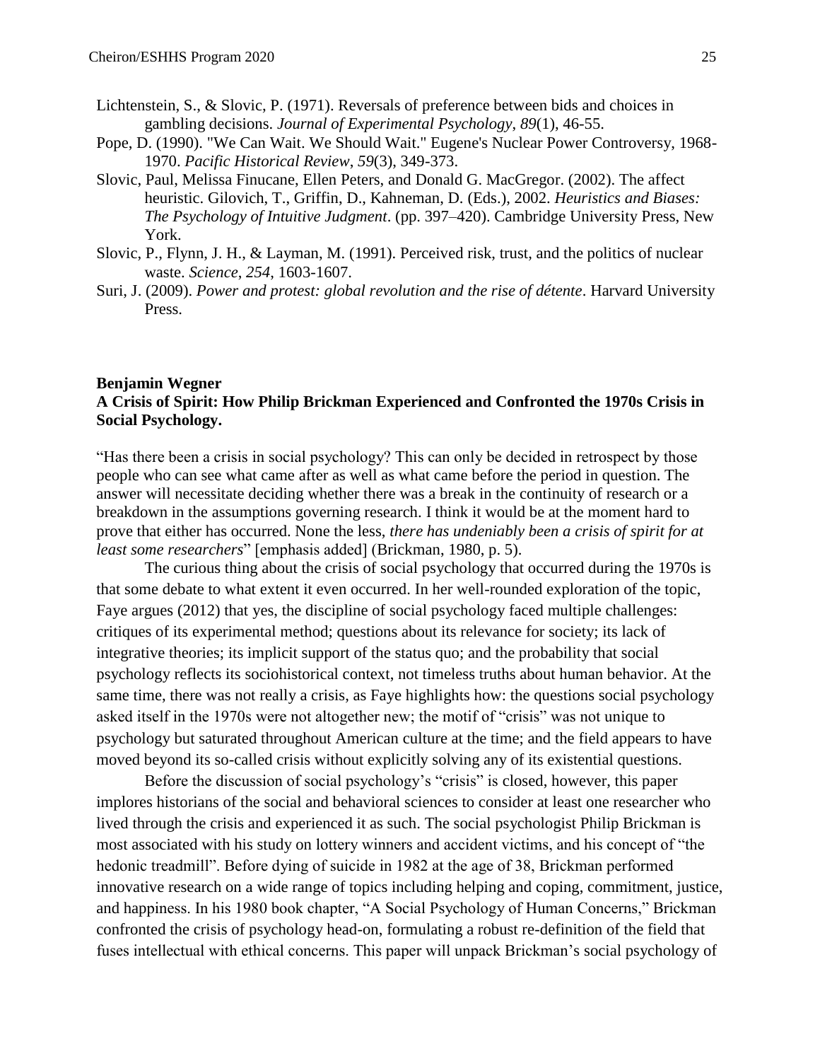Lichtenstein, S., & Slovic, P. (1971). Reversals of preference between bids and choices in gambling decisions. *Journal of Experimental Psychology, 89*(1), 46-55.

Pope, D. (1990). "We Can Wait. We Should Wait." Eugene's Nuclear Power Controversy, 1968-1970. *Pacific Historical Review*, *59*(3), 349-373.

Slovic, Paul, Melissa Finucane, Ellen Peters, and Donald G. MacGregor. (2002). The affect heuristic. Gilovich, T., Griffin, D., Kahneman, D. (Eds.), 2002. *Heuristics and Biases: The Psychology of Intuitive Judgment*. (pp. 397–420). Cambridge University Press, New York.

Slovic, P., Flynn, J. H., & Layman, M. (1991). Perceived risk, trust, and the politics of nuclear waste. *Science*, *254*, 1603-1607.

Suri, J. (2009). *Power and protest: global revolution and the rise of détente*. Harvard University Press.

**Benjamin Wegner**

**A Crisis of Spirit: How Philip Brickman Experienced and Confronted the 1970s Crisis in Social Psychology.**

"Has there been a crisis in social psychology? This can only be decided in retrospect by those people who can see what came after as well as what came before the period in question. The answer will necessitate deciding whether there was a break in the continuity of research or a breakdown in the assumptions governing research. I think it would be at the moment hard to prove that either has occurred. None the less, *there has undeniably been a crisis of spirit for at least some researchers*" [emphasis added] (Brickman, 1980, p. 5).

The curious thing about the crisis of social psychology that occurred during the 1970s is that some debate to what extent it even occurred. In her well-rounded exploration of the topic, Faye argues (2012) that yes, the discipline of social psychology faced multiple challenges: critiques of its experimental method; questions about its relevance for society; its lack of integrative theories; its implicit support of the status quo; and the probability that social psychology reflects its sociohistorical context, not timeless truths about human behavior. At the same time, there was not really a crisis, as Faye highlights how: the questions social psychology asked itself in the 1970s were not altogether new; the motif of "crisis" was not unique to psychology but saturated throughout American culture at the time; and the field appears to have moved beyond its so-called crisis without explicitly solving any of its existential questions.

Before the discussion of social psychology's "crisis" is closed, however, this paper implores historians of the social and behavioral sciences to consider at least one researcher who lived through the crisis and experienced it as such. The social psychologist Philip Brickman is most associated with his study on lottery winners and accident victims, and his concept of "the hedonic treadmill". Before dying of suicide in 1982 at the age of 38, Brickman performed innovative research on a wide range of topics including helping and coping, commitment, justice, and happiness. In his 1980 book chapter, "A Social Psychology of Human Concerns," Brickman confronted the crisis of psychology head-on, formulating a robust re-definition of the field that fuses intellectual with ethical concerns. This paper will unpack Brickman's social psychology of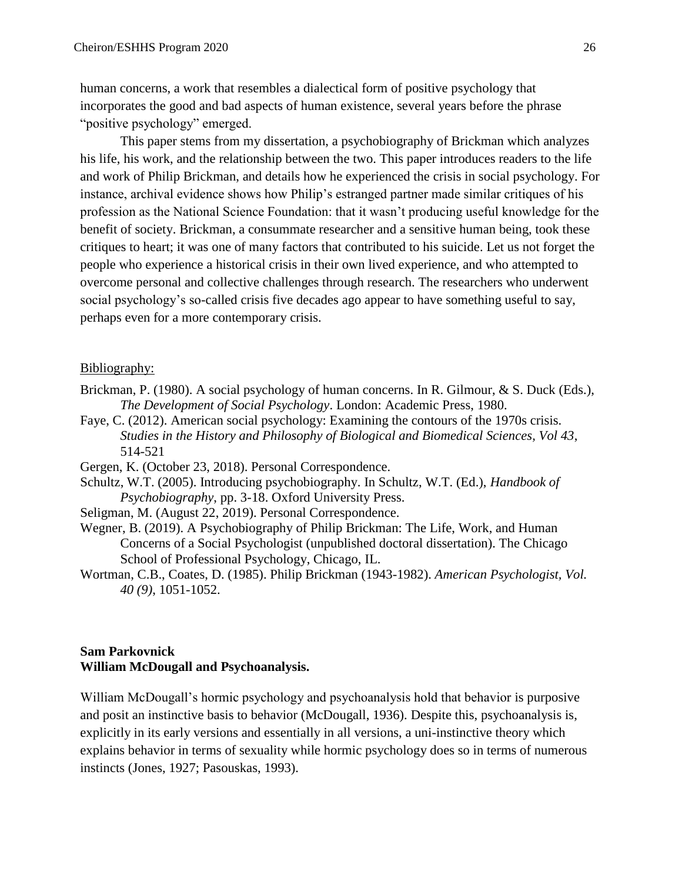human concerns, a work that resembles a dialectical form of positive psychology that incorporates the good and bad aspects of human existence, several years before the phrase "positive psychology" emerged.

This paper stems from my dissertation, a psychobiography of Brickman which analyzes his life, his work, and the relationship between the two. This paper introduces readers to the life and work of Philip Brickman, and details how he experienced the crisis in social psychology. For instance, archival evidence shows how Philip's estranged partner made similar critiques of his profession as the National Science Foundation: that it wasn't producing useful knowledge for the benefit of society. Brickman, a consummate researcher and a sensitive human being, took these critiques to heart; it was one of many factors that contributed to his suicide. Let us not forget the people who experience a historical crisis in their own lived experience, and who attempted to overcome personal and collective challenges through research. The researchers who underwent social psychology's so-called crisis five decades ago appear to have something useful to say, perhaps even for a more contemporary crisis.

Bibliography:

Brickman, P. (1980). A social psychology of human concerns. In R. Gilmour, & S. Duck (Eds.), *The Development of Social Psychology*. London: Academic Press, 1980.

Faye, C. (2012). American social psychology: Examining the contours of the 1970s crisis. *Studies in the History and Philosophy of Biological and Biomedical Sciences, Vol 43*, 514-521

Gergen, K. (October 23, 2018). Personal Correspondence.

Schultz, W.T. (2005). Introducing psychobiography. In Schultz, W.T. (Ed.), *Handbook of Psychobiography*, pp. 3-18. Oxford University Press.

Seligman, M. (August 22, 2019). Personal Correspondence.

Wegner, B. (2019). A Psychobiography of Philip Brickman: The Life, Work, and Human Concerns of a Social Psychologist (unpublished doctoral dissertation). The Chicago School of Professional Psychology, Chicago, IL.

Wortman, C.B., Coates, D. (1985). Philip Brickman (1943-1982). *American Psychologist, Vol. 40 (9)*, 1051-1052.

**Sam Parkovnick**
**William McDougall and Psychoanalysis.**

William McDougall's hormic psychology and psychoanalysis hold that behavior is purposive and posit an instinctive basis to behavior (McDougall, 1936). Despite this, psychoanalysis is, explicitly in its early versions and essentially in all versions, a uni-instinctive theory which explains behavior in terms of sexuality while hormic psychology does so in terms of numerous instincts (Jones, 1927; Pasouskas, 1993).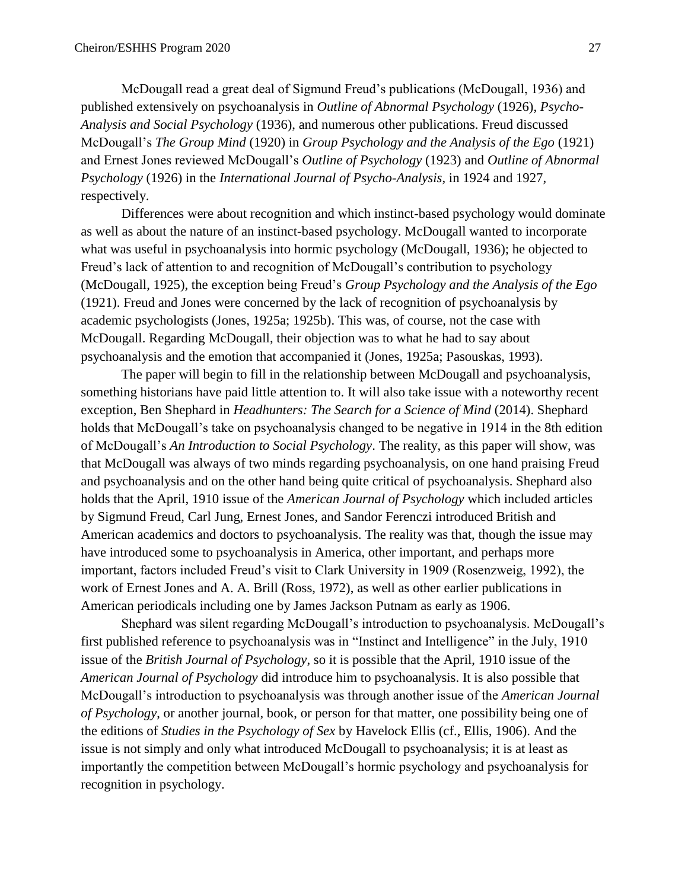McDougall read a great deal of Sigmund Freud's publications (McDougall, 1936) and published extensively on psychoanalysis in *Outline of Abnormal Psychology* (1926), *Psycho-Analysis and Social Psychology* (1936), and numerous other publications. Freud discussed McDougall's *The Group Mind* (1920) in *Group Psychology and the Analysis of the Ego* (1921) and Ernest Jones reviewed McDougall's *Outline of Psychology* (1923) and *Outline of Abnormal Psychology* (1926) in the *International Journal of Psycho-Analysis*, in 1924 and 1927, respectively.

Differences were about recognition and which instinct-based psychology would dominate as well as about the nature of an instinct-based psychology. McDougall wanted to incorporate what was useful in psychoanalysis into hormic psychology (McDougall, 1936); he objected to Freud's lack of attention to and recognition of McDougall's contribution to psychology (McDougall, 1925), the exception being Freud's *Group Psychology and the Analysis of the Ego* (1921). Freud and Jones were concerned by the lack of recognition of psychoanalysis by academic psychologists (Jones, 1925a; 1925b). This was, of course, not the case with McDougall. Regarding McDougall, their objection was to what he had to say about psychoanalysis and the emotion that accompanied it (Jones, 1925a; Pasouskas, 1993).

The paper will begin to fill in the relationship between McDougall and psychoanalysis, something historians have paid little attention to. It will also take issue with a noteworthy recent exception, Ben Shephard in *Headhunters: The Search for a Science of Mind* (2014). Shephard holds that McDougall's take on psychoanalysis changed to be negative in 1914 in the 8th edition of McDougall's *An Introduction to Social Psychology*. The reality, as this paper will show, was that McDougall was always of two minds regarding psychoanalysis, on one hand praising Freud and psychoanalysis and on the other hand being quite critical of psychoanalysis. Shephard also holds that the April, 1910 issue of the *American Journal of Psychology* which included articles by Sigmund Freud, Carl Jung, Ernest Jones, and Sandor Ferenczi introduced British and American academics and doctors to psychoanalysis. The reality was that, though the issue may have introduced some to psychoanalysis in America, other important, and perhaps more important, factors included Freud's visit to Clark University in 1909 (Rosenzweig, 1992), the work of Ernest Jones and A. A. Brill (Ross, 1972), as well as other earlier publications in American periodicals including one by James Jackson Putnam as early as 1906.

Shephard was silent regarding McDougall's introduction to psychoanalysis. McDougall's first published reference to psychoanalysis was in "Instinct and Intelligence" in the July, 1910 issue of the *British Journal of Psychology*, so it is possible that the April, 1910 issue of the *American Journal of Psychology* did introduce him to psychoanalysis. It is also possible that McDougall's introduction to psychoanalysis was through another issue of the *American Journal of Psychology*, or another journal, book, or person for that matter, one possibility being one of the editions of *Studies in the Psychology of Sex* by Havelock Ellis (cf., Ellis, 1906). And the issue is not simply and only what introduced McDougall to psychoanalysis; it is at least as importantly the competition between McDougall's hormic psychology and psychoanalysis for recognition in psychology.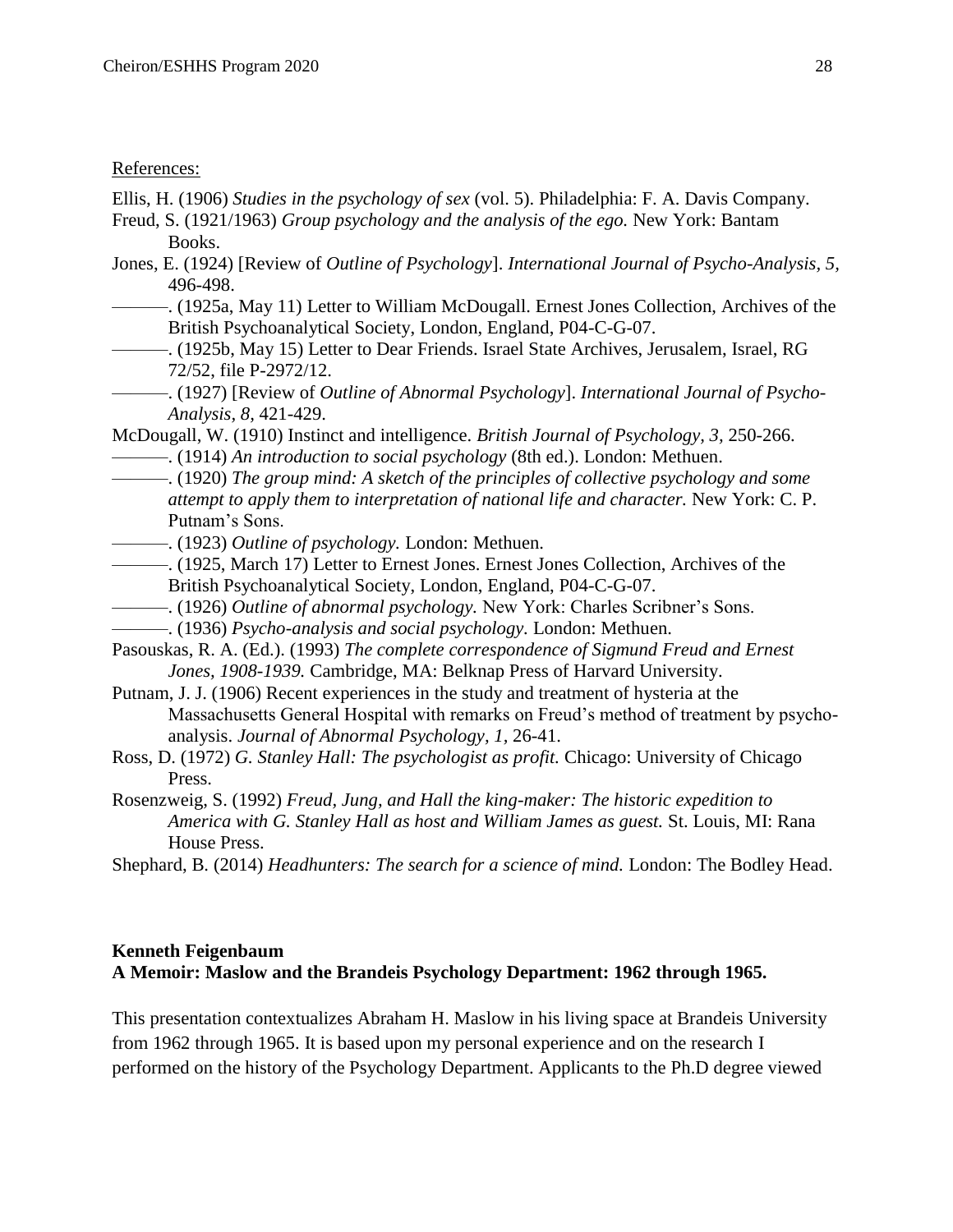References:

Ellis, H. (1906) *Studies in the psychology of sex* (vol. 5). Philadelphia: F. A. Davis Company.

Freud, S. (1921/1963) *Group psychology and the analysis of the ego.* New York: Bantam Books.

Jones, E. (1924) [Review of *Outline of Psychology*]. *International Journal of Psycho-Analysis, 5,* 496-498.

———. (1925a, May 11) Letter to William McDougall. Ernest Jones Collection, Archives of the British Psychoanalytical Society, London, England, P04-C-G-07.

———. (1925b, May 15) Letter to Dear Friends. Israel State Archives, Jerusalem, Israel, RG 72/52, file P-2972/12.

———. (1927) [Review of *Outline of Abnormal Psychology*]. *International Journal of Psycho-Analysis, 8,* 421-429.

McDougall, W. (1910) Instinct and intelligence. *British Journal of Psychology, 3,* 250-266.

———. (1914) *An introduction to social psychology* (8th ed.). London: Methuen.

———. (1920) *The group mind: A sketch of the principles of collective psychology and some attempt to apply them to interpretation of national life and character.* New York: C. P. Putnam's Sons.

———. (1923) *Outline of psychology.* London: Methuen.

———. (1925, March 17) Letter to Ernest Jones. Ernest Jones Collection, Archives of the British Psychoanalytical Society, London, England, P04-C-G-07.

———. (1926) *Outline of abnormal psychology.* New York: Charles Scribner's Sons.

———. (1936) *Psycho-analysis and social psychology.* London: Methuen.

Pasouskas, R. A. (Ed.). (1993) *The complete correspondence of Sigmund Freud and Ernest Jones, 1908-1939.* Cambridge, MA: Belknap Press of Harvard University.

Putnam, J. J. (1906) Recent experiences in the study and treatment of hysteria at the Massachusetts General Hospital with remarks on Freud's method of treatment by psycho-analysis. *Journal of Abnormal Psychology, 1,* 26-41.

Ross, D. (1972) *G. Stanley Hall: The psychologist as profit.* Chicago: University of Chicago Press.

Rosenzweig, S. (1992) *Freud, Jung, and Hall the king-maker: The historic expedition to America with G. Stanley Hall as host and William James as guest.* St. Louis, MI: Rana House Press.

Shephard, B. (2014) *Headhunters: The search for a science of mind.* London: The Bodley Head.

**Kenneth Feigenbaum**
**A Memoir: Maslow and the Brandeis Psychology Department: 1962 through 1965.**

This presentation contextualizes Abraham H. Maslow in his living space at Brandeis University from 1962 through 1965. It is based upon my personal experience and on the research I performed on the history of the Psychology Department. Applicants to the Ph.D degree viewed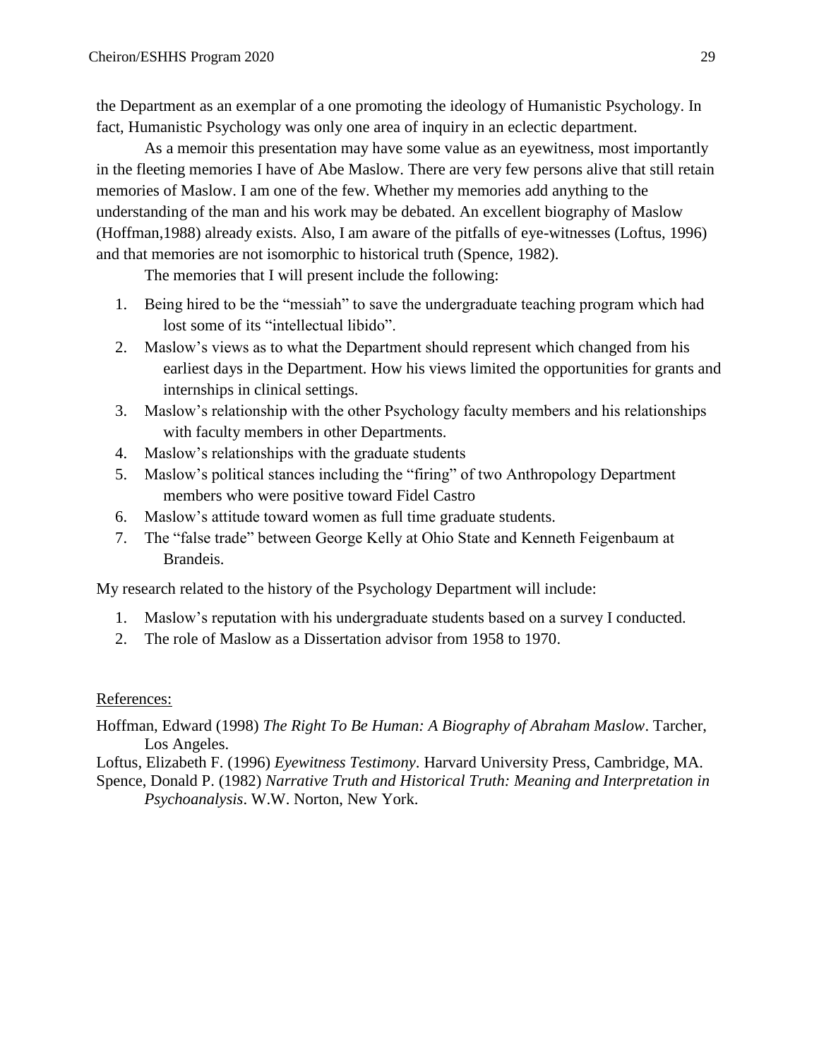the Department as an exemplar of a one promoting the ideology of Humanistic Psychology. In fact, Humanistic Psychology was only one area of inquiry in an eclectic department.

As a memoir this presentation may have some value as an eyewitness, most importantly in the fleeting memories I have of Abe Maslow. There are very few persons alive that still retain memories of Maslow. I am one of the few. Whether my memories add anything to the understanding of the man and his work may be debated. An excellent biography of Maslow (Hoffman,1988) already exists. Also, I am aware of the pitfalls of eye-witnesses (Loftus, 1996) and that memories are not isomorphic to historical truth (Spence, 1982).

The memories that I will present include the following:

1. Being hired to be the "messiah" to save the undergraduate teaching program which had lost some of its "intellectual libido".
2. Maslow's views as to what the Department should represent which changed from his earliest days in the Department. How his views limited the opportunities for grants and internships in clinical settings.
3. Maslow's relationship with the other Psychology faculty members and his relationships with faculty members in other Departments.
4. Maslow's relationships with the graduate students
5. Maslow's political stances including the "firing" of two Anthropology Department members who were positive toward Fidel Castro
6. Maslow's attitude toward women as full time graduate students.
7. The "false trade" between George Kelly at Ohio State and Kenneth Feigenbaum at Brandeis.

My research related to the history of the Psychology Department will include:

1. Maslow's reputation with his undergraduate students based on a survey I conducted.
2. The role of Maslow as a Dissertation advisor from 1958 to 1970.

References:

Hoffman, Edward (1998) *The Right To Be Human: A Biography of Abraham Maslow*. Tarcher, Los Angeles.

Loftus, Elizabeth F. (1996) *Eyewitness Testimony*. Harvard University Press, Cambridge, MA.

Spence, Donald P. (1982) *Narrative Truth and Historical Truth: Meaning and Interpretation in Psychoanalysis*. W.W. Norton, New York.